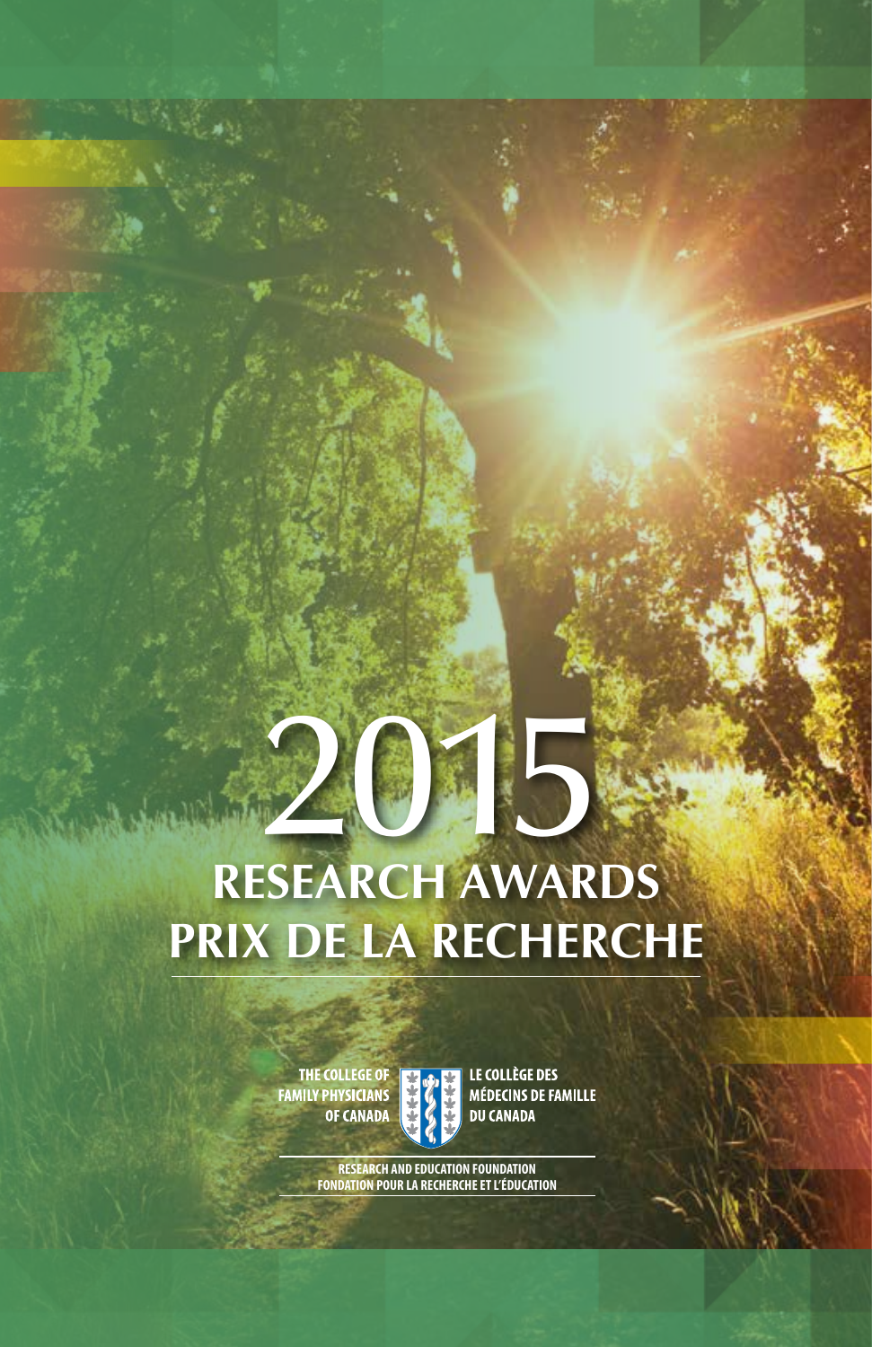# 2015

## RESEARCH AWARDS
## PRIX DE LA RECHERCHE

THE COLLEGE OF FAMILY PHYSICIANS OF CANADA

LE COLLÈGE DES MÉDECINS DE FAMILLE DU CANADA

RESEARCH AND EDUCATION FOUNDATION
FONDATION POUR LA RECHERCHE ET L'ÉDUCATION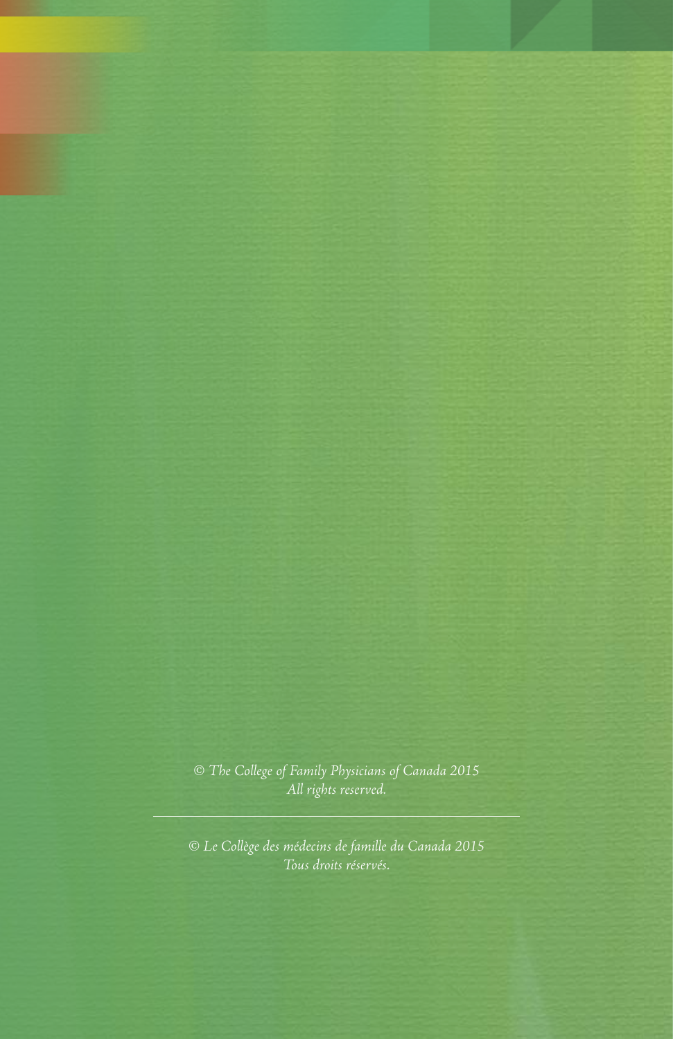*© The College of Family Physicians of Canada 2015*
*All rights reserved.*

---

*© Le Collège des médecins de famille du Canada 2015*
*Tous droits réservés.*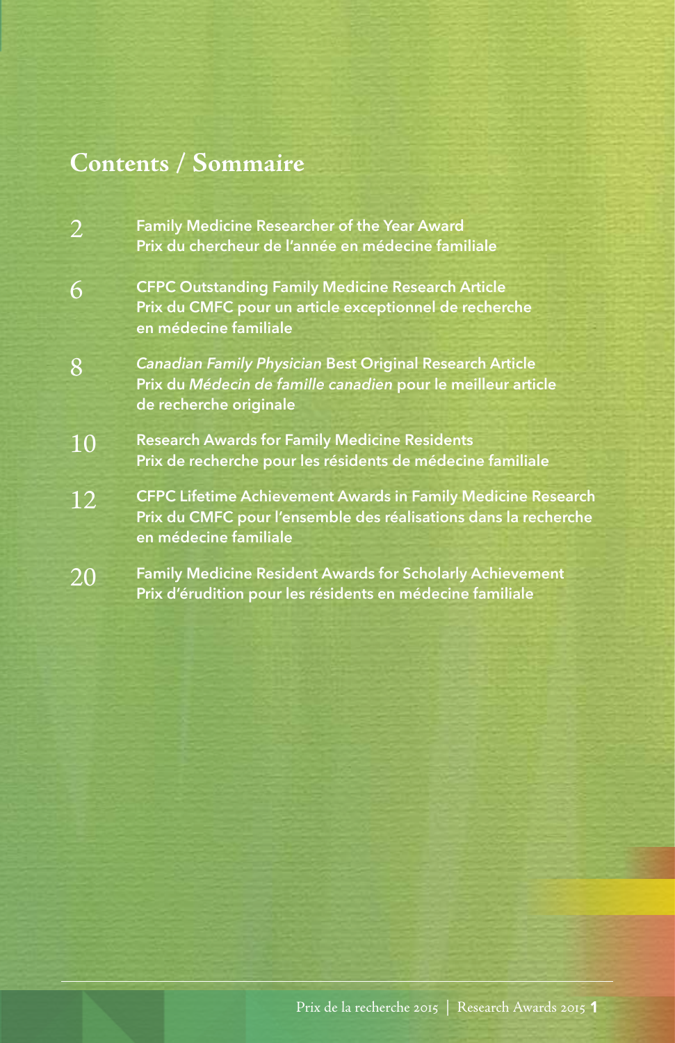# Contents / Sommaire

| | |
|---|---|
| 2 | **Family Medicine Researcher of the Year Award**<br>**Prix du chercheur de l'année en médecine familiale** |
| 6 | **CFPC Outstanding Family Medicine Research Article**<br>**Prix du CMFC pour un article exceptionnel de recherche en médecine familiale** |
| 8 | ***Canadian Family Physician* Best Original Research Article**<br>**Prix du *Médecin de famille canadien* pour le meilleur article de recherche originale** |
| 10 | **Research Awards for Family Medicine Residents**<br>**Prix de recherche pour les résidents de médecine familiale** |
| 12 | **CFPC Lifetime Achievement Awards in Family Medicine Research**<br>**Prix du CMFC pour l'ensemble des réalisations dans la recherche en médecine familiale** |
| 20 | **Family Medicine Resident Awards for Scholarly Achievement**<br>**Prix d'érudition pour les résidents en médecine familiale** |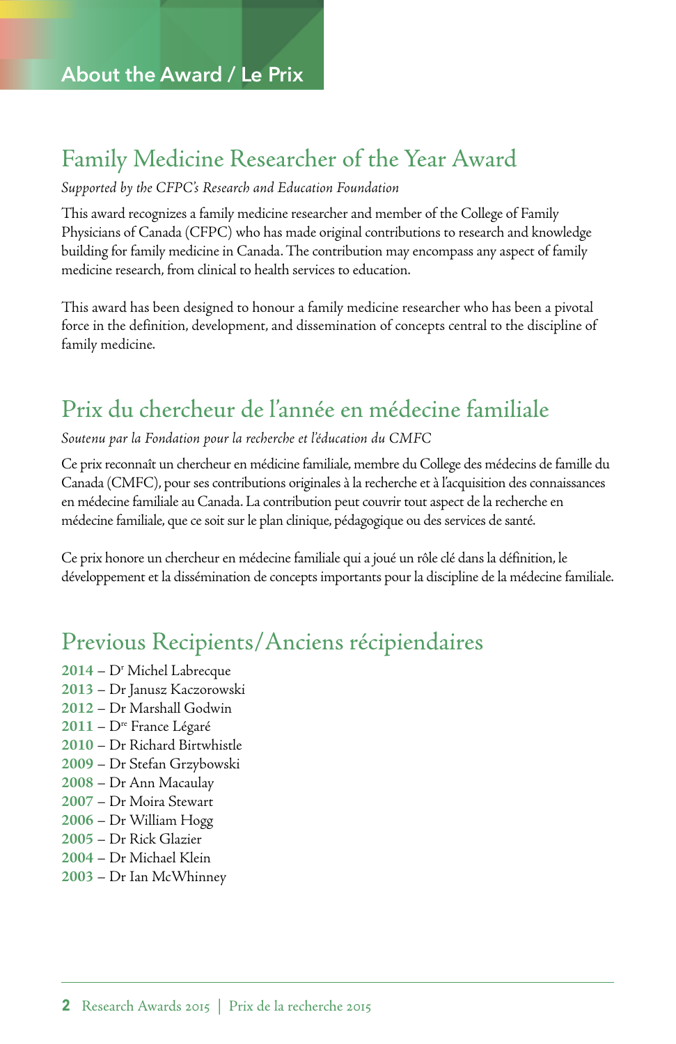# About the Award / Le Prix

## Family Medicine Researcher of the Year Award

*Supported by the CFPC's Research and Education Foundation*

This award recognizes a family medicine researcher and member of the College of Family Physicians of Canada (CFPC) who has made original contributions to research and knowledge building for family medicine in Canada. The contribution may encompass any aspect of family medicine research, from clinical to health services to education.

This award has been designed to honour a family medicine researcher who has been a pivotal force in the definition, development, and dissemination of concepts central to the discipline of family medicine.

## Prix du chercheur de l'année en médecine familiale

*Soutenu par la Fondation pour la recherche et l'éducation du CMFC*

Ce prix reconnaît un chercheur en médicine familiale, membre du College des médecins de famille du Canada (CMFC), pour ses contributions originales à la recherche et à l'acquisition des connaissances en médecine familiale au Canada. La contribution peut couvrir tout aspect de la recherche en médecine familiale, que ce soit sur le plan clinique, pédagogique ou des services de santé.

Ce prix honore un chercheur en médecine familiale qui a joué un rôle clé dans la définition, le développement et la dissémination de concepts importants pour la discipline de la médecine familiale.

## Previous Recipients/Anciens récipiendaires

**2014** – D$^{r}$ Michel Labrecque
**2013** – Dr Janusz Kaczorowski
**2012** – Dr Marshall Godwin
**2011** – D$^{re}$ France Légaré
**2010** – Dr Richard Birtwhistle
**2009** – Dr Stefan Grzybowski
**2008** – Dr Ann Macaulay
**2007** – Dr Moira Stewart
**2006** – Dr William Hogg
**2005** – Dr Rick Glazier
**2004** – Dr Michael Klein
**2003** – Dr Ian McWhinney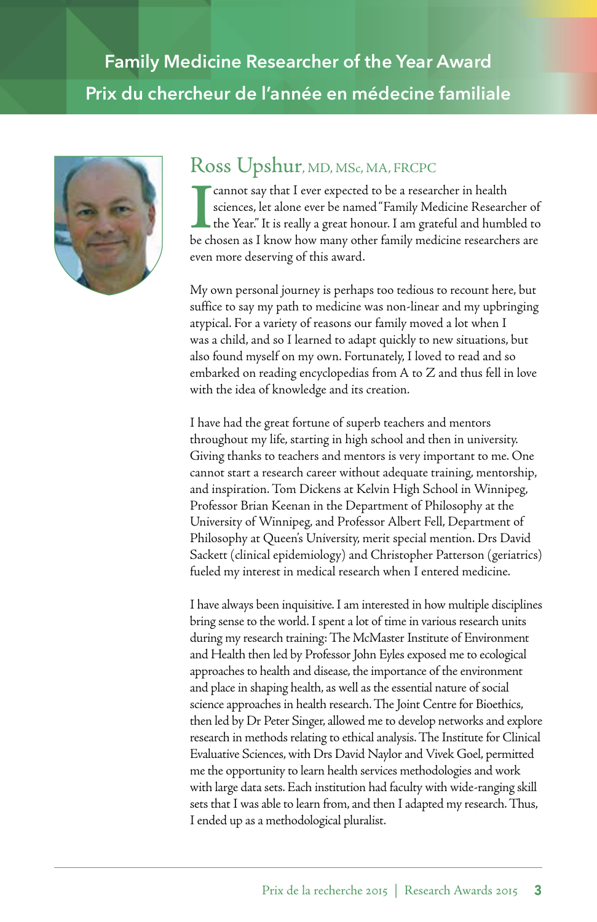# Family Medicine Researcher of the Year Award

# Prix du chercheur de l'année en médecine familiale

## Ross Upshur, MD, MSc, MA, FRCPC

I cannot say that I ever expected to be a researcher in health sciences, let alone ever be named "Family Medicine Researcher of the Year." It is really a great honour. I am grateful and humbled to be chosen as I know how many other family medicine researchers are even more deserving of this award.

My own personal journey is perhaps too tedious to recount here, but suffice to say my path to medicine was non-linear and my upbringing atypical. For a variety of reasons our family moved a lot when I was a child, and so I learned to adapt quickly to new situations, but also found myself on my own. Fortunately, I loved to read and so embarked on reading encyclopedias from A to Z and thus fell in love with the idea of knowledge and its creation.

I have had the great fortune of superb teachers and mentors throughout my life, starting in high school and then in university. Giving thanks to teachers and mentors is very important to me. One cannot start a research career without adequate training, mentorship, and inspiration. Tom Dickens at Kelvin High School in Winnipeg, Professor Brian Keenan in the Department of Philosophy at the University of Winnipeg, and Professor Albert Fell, Department of Philosophy at Queen's University, merit special mention. Drs David Sackett (clinical epidemiology) and Christopher Patterson (geriatrics) fueled my interest in medical research when I entered medicine.

I have always been inquisitive. I am interested in how multiple disciplines bring sense to the world. I spent a lot of time in various research units during my research training: The McMaster Institute of Environment and Health then led by Professor John Eyles exposed me to ecological approaches to health and disease, the importance of the environment and place in shaping health, as well as the essential nature of social science approaches in health research. The Joint Centre for Bioethics, then led by Dr Peter Singer, allowed me to develop networks and explore research in methods relating to ethical analysis. The Institute for Clinical Evaluative Sciences, with Drs David Naylor and Vivek Goel, permitted me the opportunity to learn health services methodologies and work with large data sets. Each institution had faculty with wide-ranging skill sets that I was able to learn from, and then I adapted my research. Thus, I ended up as a methodological pluralist.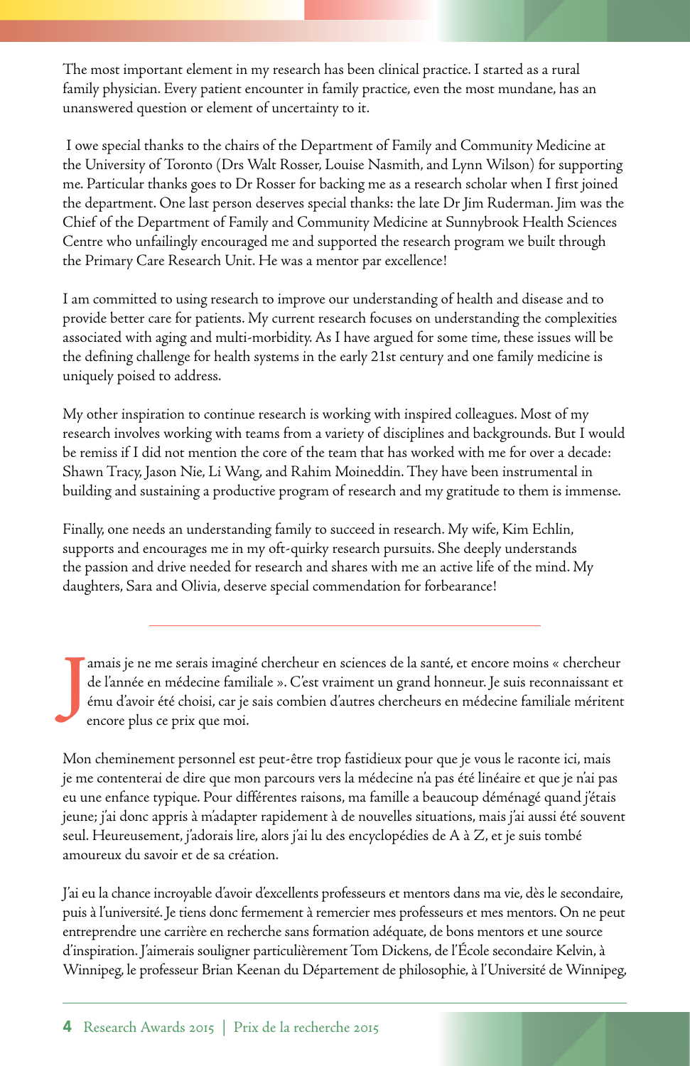The most important element in my research has been clinical practice. I started as a rural family physician. Every patient encounter in family practice, even the most mundane, has an unanswered question or element of uncertainty to it.

I owe special thanks to the chairs of the Department of Family and Community Medicine at the University of Toronto (Drs Walt Rosser, Louise Nasmith, and Lynn Wilson) for supporting me. Particular thanks goes to Dr Rosser for backing me as a research scholar when I first joined the department. One last person deserves special thanks: the late Dr Jim Ruderman. Jim was the Chief of the Department of Family and Community Medicine at Sunnybrook Health Sciences Centre who unfailingly encouraged me and supported the research program we built through the Primary Care Research Unit. He was a mentor par excellence!

I am committed to using research to improve our understanding of health and disease and to provide better care for patients. My current research focuses on understanding the complexities associated with aging and multi-morbidity. As I have argued for some time, these issues will be the defining challenge for health systems in the early 21st century and one family medicine is uniquely poised to address.

My other inspiration to continue research is working with inspired colleagues. Most of my research involves working with teams from a variety of disciplines and backgrounds. But I would be remiss if I did not mention the core of the team that has worked with me for over a decade: Shawn Tracy, Jason Nie, Li Wang, and Rahim Moineddin. They have been instrumental in building and sustaining a productive program of research and my gratitude to them is immense.

Finally, one needs an understanding family to succeed in research. My wife, Kim Echlin, supports and encourages me in my oft-quirky research pursuits. She deeply understands the passion and drive needed for research and shares with me an active life of the mind. My daughters, Sara and Olivia, deserve special commendation for forbearance!

---

Jamais je ne me serais imaginé chercheur en sciences de la santé, et encore moins « chercheur de l'année en médecine familiale ». C'est vraiment un grand honneur. Je suis reconnaissant et ému d'avoir été choisi, car je sais combien d'autres chercheurs en médecine familiale méritent encore plus ce prix que moi.

Mon cheminement personnel est peut-être trop fastidieux pour que je vous le raconte ici, mais je me contenterai de dire que mon parcours vers la médecine n'a pas été linéaire et que je n'ai pas eu une enfance typique. Pour différentes raisons, ma famille a beaucoup déménagé quand j'étais jeune; j'ai donc appris à m'adapter rapidement à de nouvelles situations, mais j'ai aussi été souvent seul. Heureusement, j'adorais lire, alors j'ai lu des encyclopédies de A à Z, et je suis tombé amoureux du savoir et de sa création.

J'ai eu la chance incroyable d'avoir d'excellents professeurs et mentors dans ma vie, dès le secondaire, puis à l'université. Je tiens donc fermement à remercier mes professeurs et mes mentors. On ne peut entreprendre une carrière en recherche sans formation adéquate, de bons mentors et une source d'inspiration. J'aimerais souligner particulièrement Tom Dickens, de l'École secondaire Kelvin, à Winnipeg, le professeur Brian Keenan du Département de philosophie, à l'Université de Winnipeg,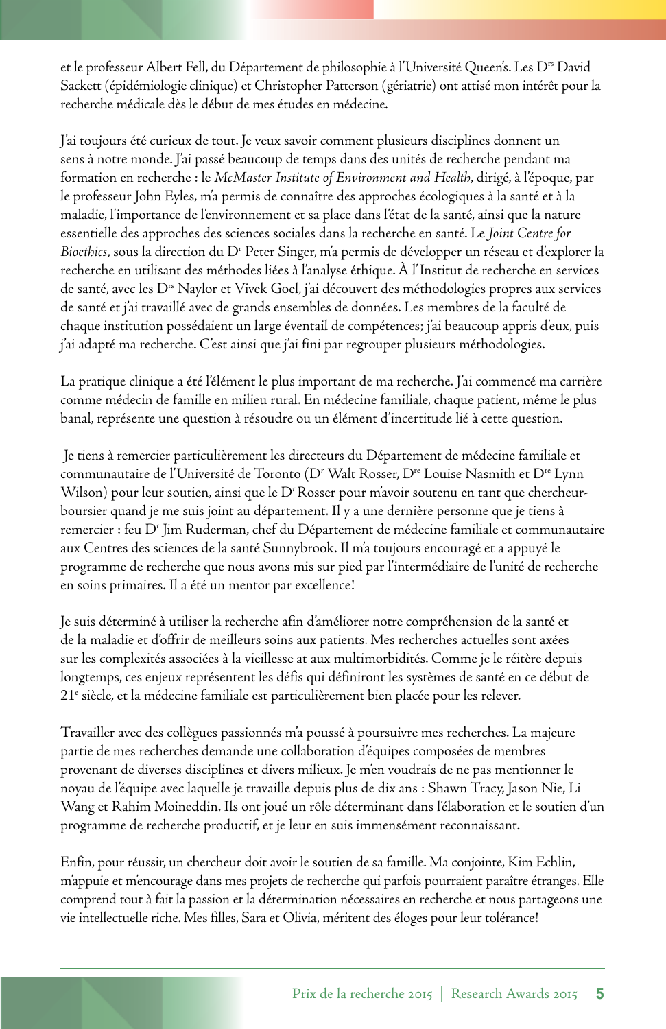et le professeur Albert Fell, du Département de philosophie à l'Université Queen's. Les D[rs] David Sackett (épidémiologie clinique) et Christopher Patterson (gériatrie) ont attisé mon intérêt pour la recherche médicale dès le début de mes études en médecine.

J'ai toujours été curieux de tout. Je veux savoir comment plusieurs disciplines donnent un sens à notre monde. J'ai passé beaucoup de temps dans des unités de recherche pendant ma formation en recherche : le *McMaster Institute of Environment and Health*, dirigé, à l'époque, par le professeur John Eyles, m'a permis de connaître des approches écologiques à la santé et à la maladie, l'importance de l'environnement et sa place dans l'état de la santé, ainsi que la nature essentielle des approches des sciences sociales dans la recherche en santé. Le *Joint Centre for Bioethics*, sous la direction du D[r] Peter Singer, m'a permis de développer un réseau et d'explorer la recherche en utilisant des méthodes liées à l'analyse éthique. À l'Institut de recherche en services de santé, avec les D[rs] Naylor et Vivek Goel, j'ai découvert des méthodologies propres aux services de santé et j'ai travaillé avec de grands ensembles de données. Les membres de la faculté de chaque institution possédaient un large éventail de compétences; j'ai beaucoup appris d'eux, puis j'ai adapté ma recherche. C'est ainsi que j'ai fini par regrouper plusieurs méthodologies.

La pratique clinique a été l'élément le plus important de ma recherche. J'ai commencé ma carrière comme médecin de famille en milieu rural. En médecine familiale, chaque patient, même le plus banal, représente une question à résoudre ou un élément d'incertitude lié à cette question.

Je tiens à remercier particulièrement les directeurs du Département de médecine familiale et communautaire de l'Université de Toronto (D[r] Walt Rosser, D[re] Louise Nasmith et D[re] Lynn Wilson) pour leur soutien, ainsi que le D[r] Rosser pour m'avoir soutenu en tant que chercheur-boursier quand je me suis joint au département. Il y a une dernière personne que je tiens à remercier : feu D[r] Jim Ruderman, chef du Département de médecine familiale et communautaire aux Centres des sciences de la santé Sunnybrook. Il m'a toujours encouragé et a appuyé le programme de recherche que nous avons mis sur pied par l'intermédiaire de l'unité de recherche en soins primaires. Il a été un mentor par excellence!

Je suis déterminé à utiliser la recherche afin d'améliorer notre compréhension de la santé et de la maladie et d'offrir de meilleurs soins aux patients. Mes recherches actuelles sont axées sur les complexités associées à la vieillesse at aux multimorbidités. Comme je le réitère depuis longtemps, ces enjeux représentent les défis qui définiront les systèmes de santé en ce début de 21[e] siècle, et la médecine familiale est particulièrement bien placée pour les relever.

Travailler avec des collègues passionnés m'a poussé à poursuivre mes recherches. La majeure partie de mes recherches demande une collaboration d'équipes composées de membres provenant de diverses disciplines et divers milieux. Je m'en voudrais de ne pas mentionner le noyau de l'équipe avec laquelle je travaille depuis plus de dix ans : Shawn Tracy, Jason Nie, Li Wang et Rahim Moineddin. Ils ont joué un rôle déterminant dans l'élaboration et le soutien d'un programme de recherche productif, et je leur en suis immensément reconnaissant.

Enfin, pour réussir, un chercheur doit avoir le soutien de sa famille. Ma conjointe, Kim Echlin, m'appuie et m'encourage dans mes projets de recherche qui parfois pourraient paraître étranges. Elle comprend tout à fait la passion et la détermination nécessaires en recherche et nous partageons une vie intellectuelle riche. Mes filles, Sara et Olivia, méritent des éloges pour leur tolérance!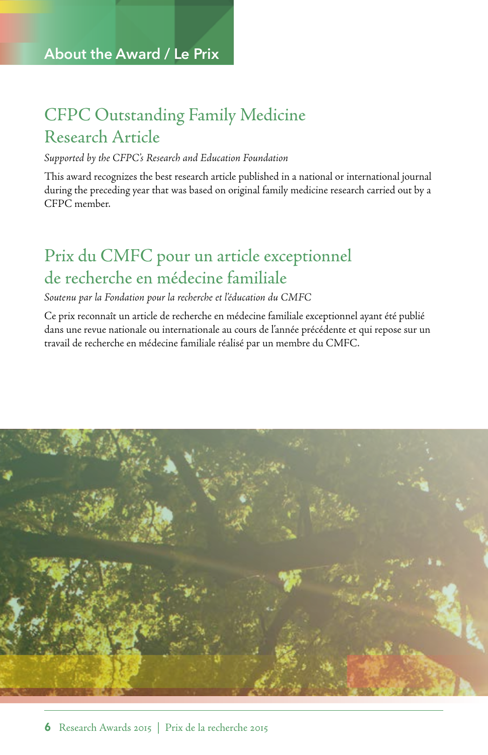About the Award / Le Prix

## CFPC Outstanding Family Medicine Research Article

*Supported by the CFPC's Research and Education Foundation*

This award recognizes the best research article published in a national or international journal during the preceding year that was based on original family medicine research carried out by a CFPC member.

## Prix du CMFC pour un article exceptionnel de recherche en médecine familiale

*Soutenu par la Fondation pour la recherche et l'éducation du CMFC*

Ce prix reconnaît un article de recherche en médecine familiale exceptionnel ayant été publié dans une revue nationale ou internationale au cours de l'année précédente et qui repose sur un travail de recherche en médecine familiale réalisé par un membre du CMFC.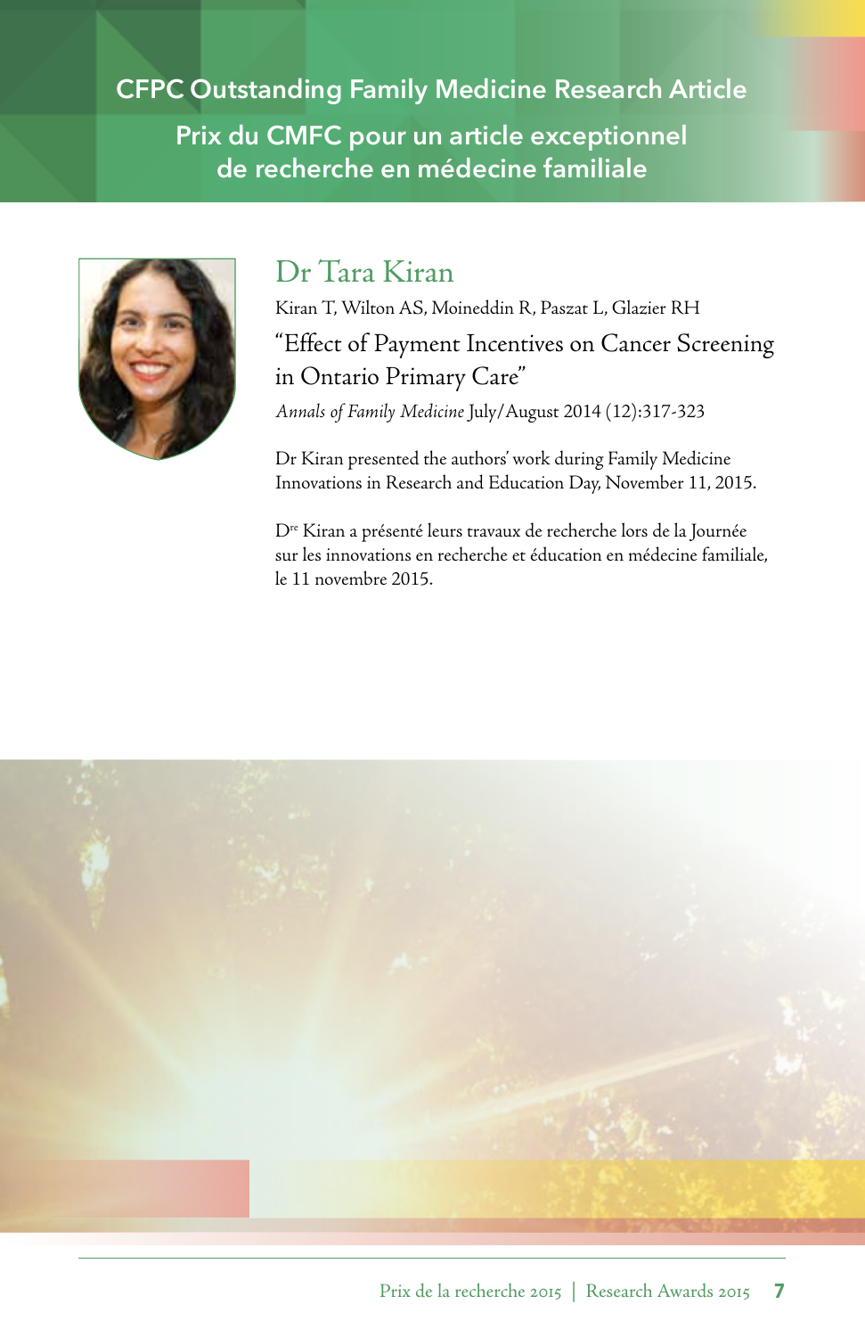# CFPC Outstanding Family Medicine Research Article

# Prix du CMFC pour un article exceptionnel de recherche en médecine familiale

## Dr Tara Kiran

Kiran T, Wilton AS, Moineddin R, Paszat L, Glazier RH

"Effect of Payment Incentives on Cancer Screening in Ontario Primary Care"

*Annals of Family Medicine* July/August 2014 (12):317-323

Dr Kiran presented the authors' work during Family Medicine Innovations in Research and Education Day, November 11, 2015.

Dre Kiran a présenté leurs travaux de recherche lors de la Journée sur les innovations en recherche et éducation en médecine familiale, le 11 novembre 2015.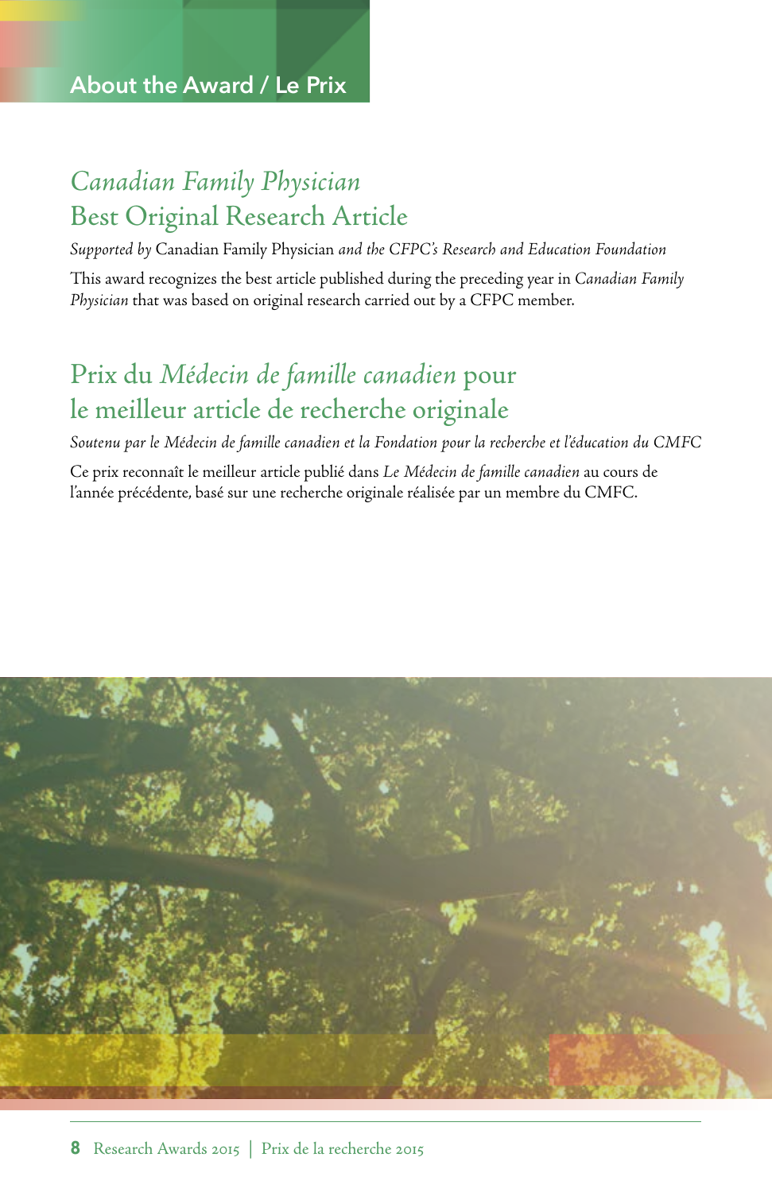About the Award / Le Prix

## *Canadian Family Physician* Best Original Research Article

*Supported by* Canadian Family Physician *and the CFPC's Research and Education Foundation*

This award recognizes the best article published during the preceding year in *Canadian Family Physician* that was based on original research carried out by a CFPC member.

## Prix du *Médecin de famille canadien* pour le meilleur article de recherche originale

*Soutenu par le Médecin de famille canadien et la Fondation pour la recherche et l'éducation du CMFC*

Ce prix reconnaît le meilleur article publié dans *Le Médecin de famille canadien* au cours de l'année précédente, basé sur une recherche originale réalisée par un membre du CMFC.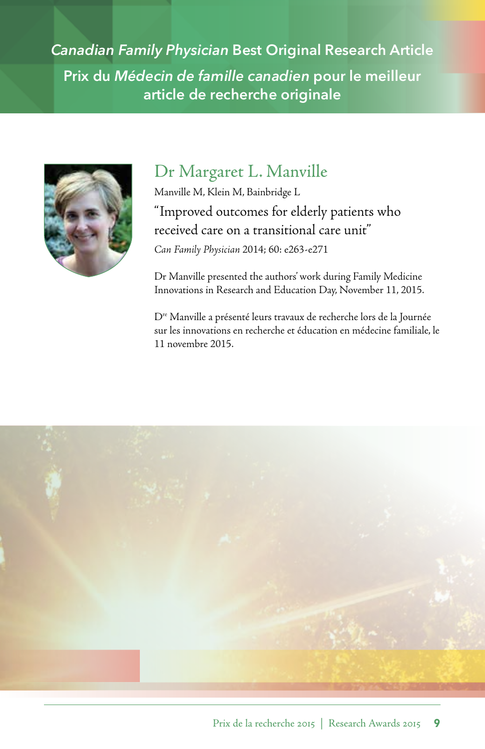# *Canadian Family Physician* Best Original Research Article

# Prix du *Médecin de famille canadien* pour le meilleur article de recherche originale

## Dr Margaret L. Manville

Manville M, Klein M, Bainbridge L

"Improved outcomes for elderly patients who received care on a transitional care unit"

*Can Family Physician* 2014; 60: e263-e271

Dr Manville presented the authors' work during Family Medicine Innovations in Research and Education Day, November 11, 2015.

D[re] Manville a présenté leurs travaux de recherche lors de la Journée sur les innovations en recherche et éducation en médecine familiale, le 11 novembre 2015.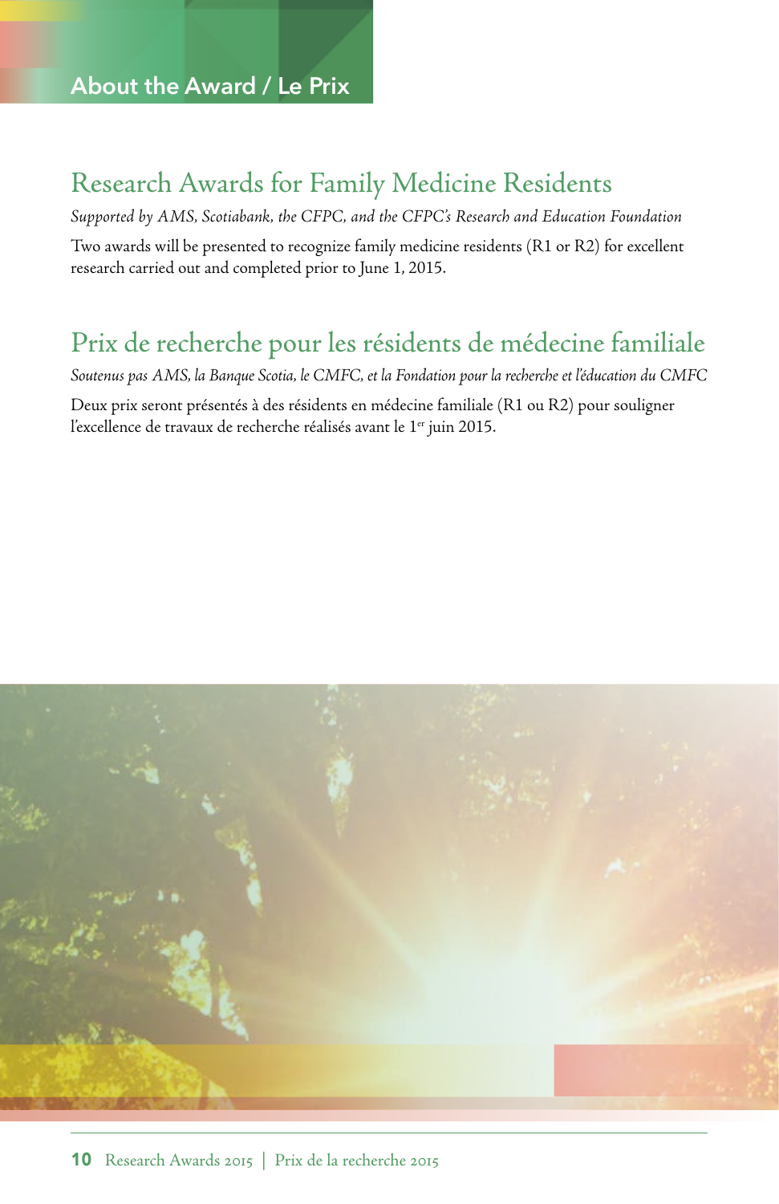About the Award / Le Prix

## Research Awards for Family Medicine Residents

*Supported by AMS, Scotiabank, the CFPC, and the CFPC's Research and Education Foundation*

Two awards will be presented to recognize family medicine residents (R1 or R2) for excellent research carried out and completed prior to June 1, 2015.

## Prix de recherche pour les résidents de médecine familiale

*Soutenus pas AMS, la Banque Scotia, le CMFC, et la Fondation pour la recherche et l'éducation du CMFC*

Deux prix seront présentés à des résidents en médecine familiale (R1 ou R2) pour souligner l'excellence de travaux de recherche réalisés avant le 1er juin 2015.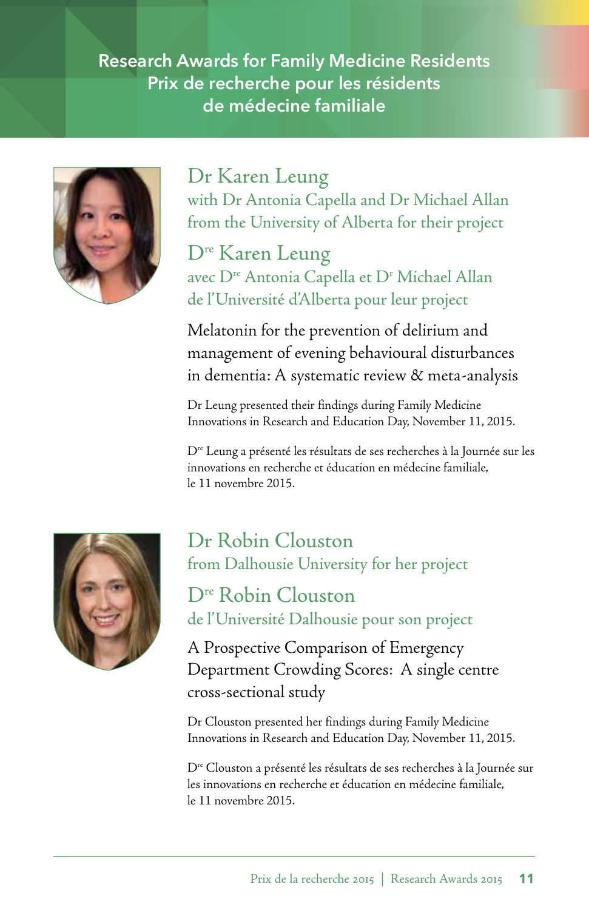# Research Awards for Family Medicine Residents
# Prix de recherche pour les résidents de médecine familiale

## Dr Karen Leung

with Dr Antonia Capella and Dr Michael Allan from the University of Alberta for their project

## D^re^ Karen Leung

avec D^re^ Antonia Capella et D^r^ Michael Allan de l'Université d'Alberta pour leur project

### Melatonin for the prevention of delirium and management of evening behavioural disturbances in dementia: A systematic review & meta-analysis

Dr Leung presented their findings during Family Medicine Innovations in Research and Education Day, November 11, 2015.

D^re^ Leung a présenté les résultats de ses recherches à la Journée sur les innovations en recherche et éducation en médecine familiale, le 11 novembre 2015.

## Dr Robin Clouston

from Dalhousie University for her project

## D^re^ Robin Clouston

de l'Université Dalhousie pour son project

### A Prospective Comparison of Emergency Department Crowding Scores: A single centre cross-sectional study

Dr Clouston presented her findings during Family Medicine Innovations in Research and Education Day, November 11, 2015.

D^re^ Clouston a présenté les résultats de ses recherches à la Journée sur les innovations en recherche et éducation en médecine familiale, le 11 novembre 2015.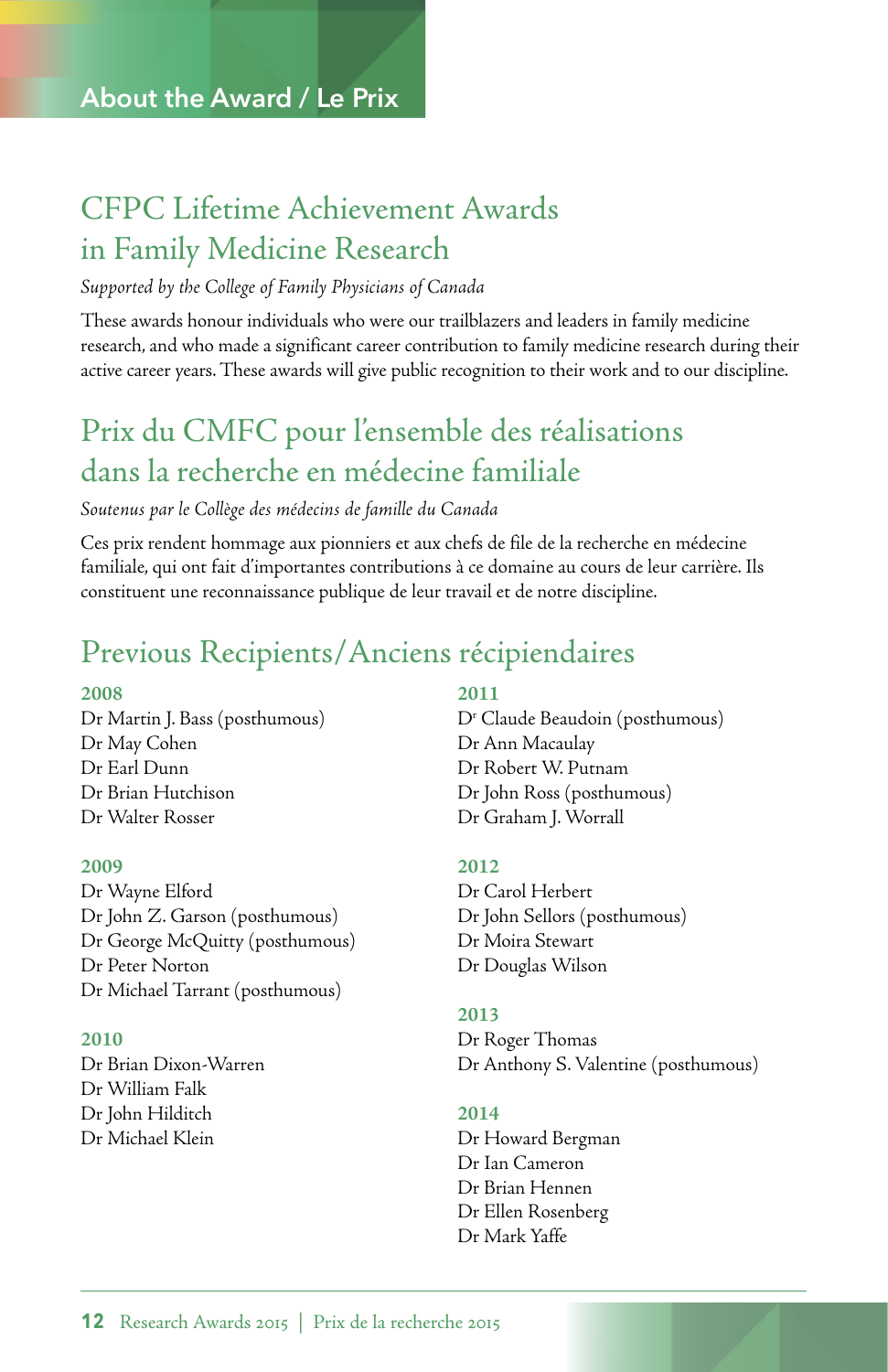About the Award / Le Prix

## CFPC Lifetime Achievement Awards in Family Medicine Research

*Supported by the College of Family Physicians of Canada*

These awards honour individuals who were our trailblazers and leaders in family medicine research, and who made a significant career contribution to family medicine research during their active career years. These awards will give public recognition to their work and to our discipline.

## Prix du CMFC pour l'ensemble des réalisations dans la recherche en médecine familiale

*Soutenus par le Collège des médecins de famille du Canada*

Ces prix rendent hommage aux pionniers et aux chefs de file de la recherche en médecine familiale, qui ont fait d'importantes contributions à ce domaine au cours de leur carrière. Ils constituent une reconnaissance publique de leur travail et de notre discipline.

## Previous Recipients/Anciens récipiendaires

**2008**
Dr Martin J. Bass (posthumous)
Dr May Cohen
Dr Earl Dunn
Dr Brian Hutchison
Dr Walter Rosser

**2009**
Dr Wayne Elford
Dr John Z. Garson (posthumous)
Dr George McQuitty (posthumous)
Dr Peter Norton
Dr Michael Tarrant (posthumous)

**2010**
Dr Brian Dixon-Warren
Dr William Falk
Dr John Hilditch
Dr Michael Klein

**2011**
Dr Claude Beaudoin (posthumous)
Dr Ann Macaulay
Dr Robert W. Putnam
Dr John Ross (posthumous)
Dr Graham J. Worrall

**2012**
Dr Carol Herbert
Dr John Sellors (posthumous)
Dr Moira Stewart
Dr Douglas Wilson

**2013**
Dr Roger Thomas
Dr Anthony S. Valentine (posthumous)

**2014**
Dr Howard Bergman
Dr Ian Cameron
Dr Brian Hennen
Dr Ellen Rosenberg
Dr Mark Yaffe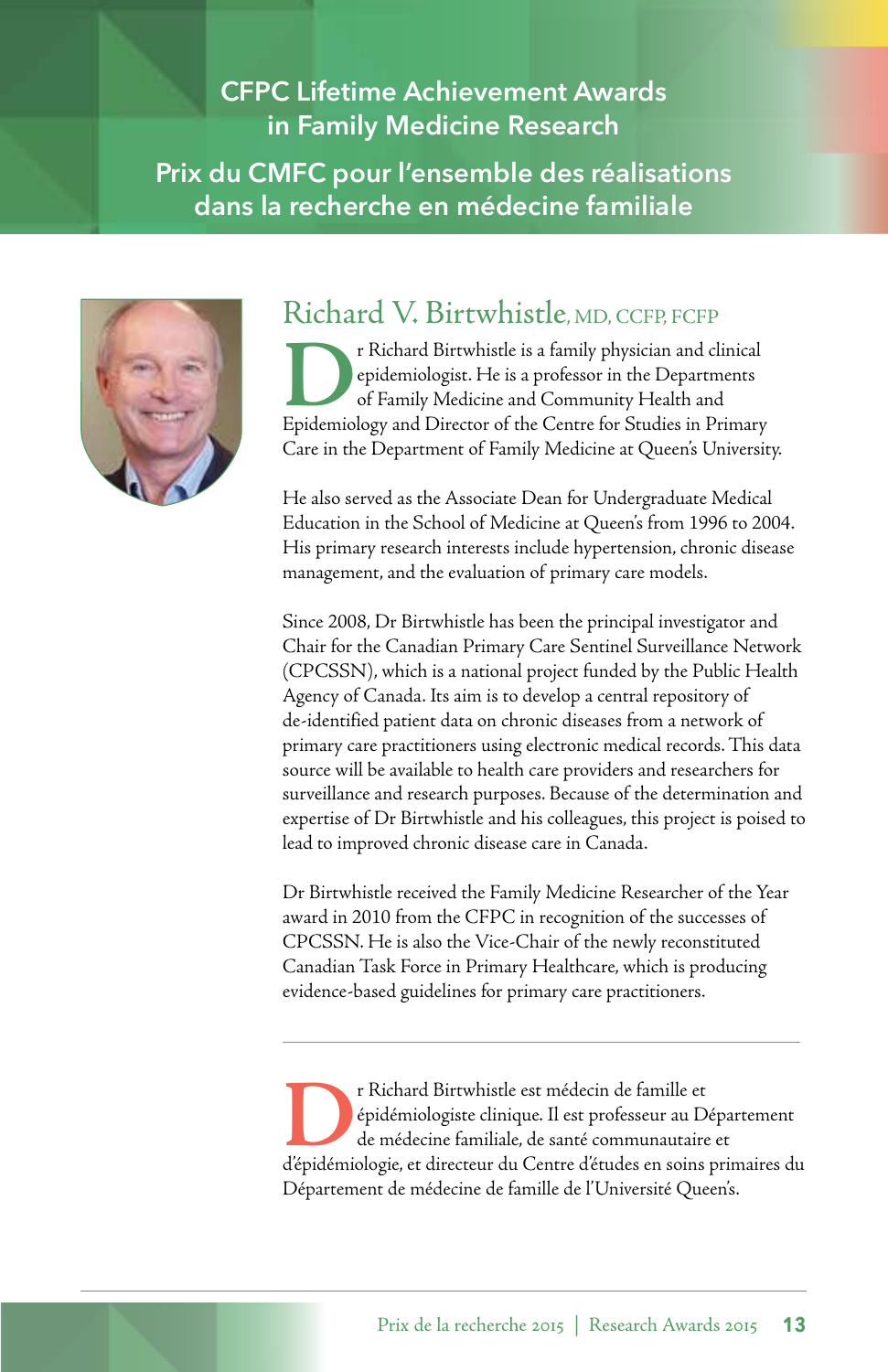# CFPC Lifetime Achievement Awards in Family Medicine Research

# Prix du CMFC pour l'ensemble des réalisations dans la recherche en médecine familiale

## Richard V. Birtwhistle, MD, CCFP, FCFP

Dr Richard Birtwhistle is a family physician and clinical epidemiologist. He is a professor in the Departments of Family Medicine and Community Health and Epidemiology and Director of the Centre for Studies in Primary Care in the Department of Family Medicine at Queen's University.

He also served as the Associate Dean for Undergraduate Medical Education in the School of Medicine at Queen's from 1996 to 2004. His primary research interests include hypertension, chronic disease management, and the evaluation of primary care models.

Since 2008, Dr Birtwhistle has been the principal investigator and Chair for the Canadian Primary Care Sentinel Surveillance Network (CPCSSN), which is a national project funded by the Public Health Agency of Canada. Its aim is to develop a central repository of de-identified patient data on chronic diseases from a network of primary care practitioners using electronic medical records. This data source will be available to health care providers and researchers for surveillance and research purposes. Because of the determination and expertise of Dr Birtwhistle and his colleagues, this project is poised to lead to improved chronic disease care in Canada.

Dr Birtwhistle received the Family Medicine Researcher of the Year award in 2010 from the CFPC in recognition of the successes of CPCSSN. He is also the Vice-Chair of the newly reconstituted Canadian Task Force in Primary Healthcare, which is producing evidence-based guidelines for primary care practitioners.

---

Dr Richard Birtwhistle est médecin de famille et épidémiologiste clinique. Il est professeur au Département de médecine familiale, de santé communautaire et d'épidémiologie, et directeur du Centre d'études en soins primaires du Département de médecine de famille de l'Université Queen's.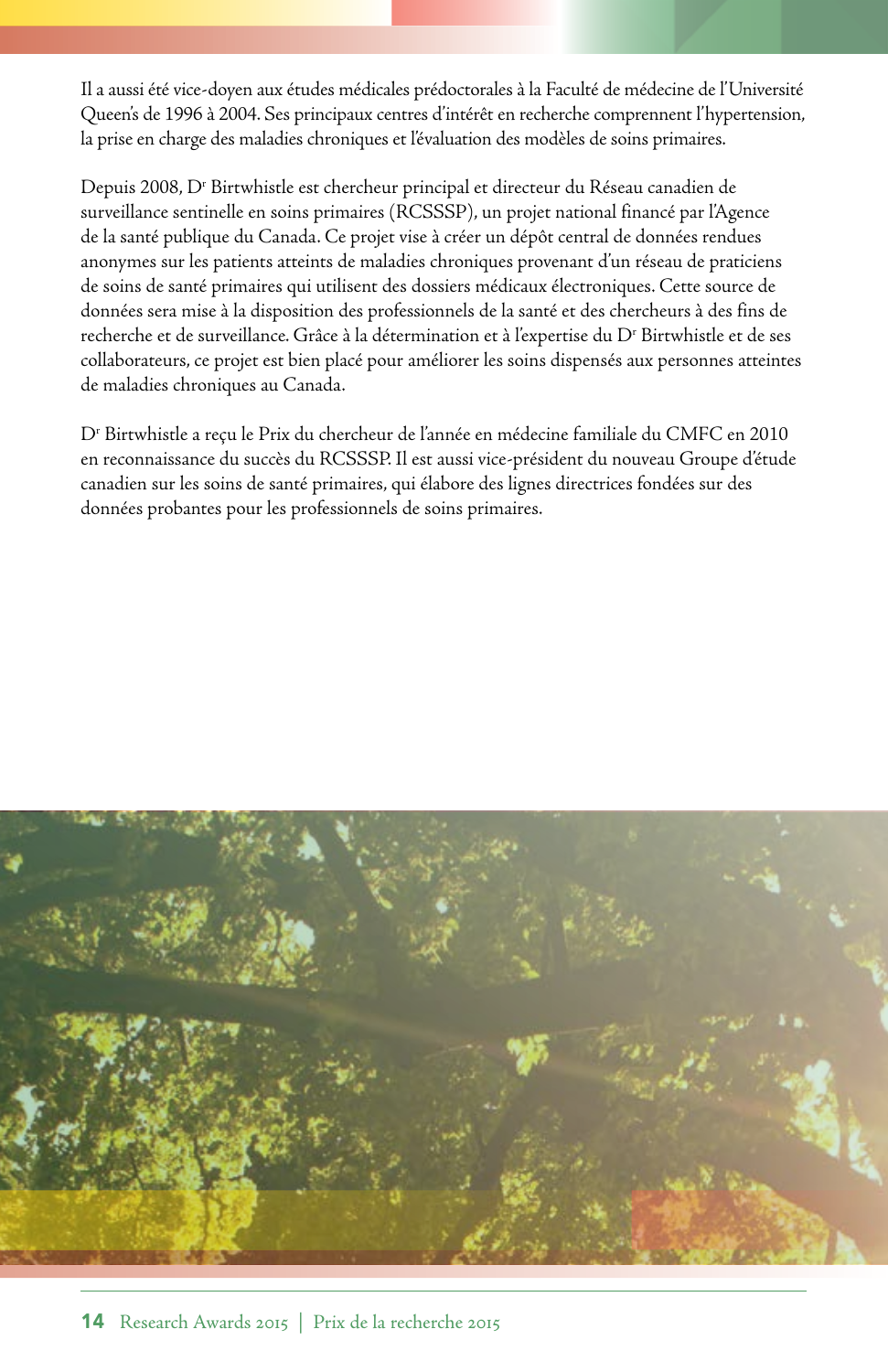Il a aussi été vice-doyen aux études médicales prédoctorales à la Faculté de médecine de l'Université Queen's de 1996 à 2004. Ses principaux centres d'intérêt en recherche comprennent l'hypertension, la prise en charge des maladies chroniques et l'évaluation des modèles de soins primaires.

Depuis 2008, D[r] Birtwhistle est chercheur principal et directeur du Réseau canadien de surveillance sentinelle en soins primaires (RCSSSP), un projet national financé par l'Agence de la santé publique du Canada. Ce projet vise à créer un dépôt central de données rendues anonymes sur les patients atteints de maladies chroniques provenant d'un réseau de praticiens de soins de santé primaires qui utilisent des dossiers médicaux électroniques. Cette source de données sera mise à la disposition des professionnels de la santé et des chercheurs à des fins de recherche et de surveillance. Grâce à la détermination et à l'expertise du D[r] Birtwhistle et de ses collaborateurs, ce projet est bien placé pour améliorer les soins dispensés aux personnes atteintes de maladies chroniques au Canada.

D[r] Birtwhistle a reçu le Prix du chercheur de l'année en médecine familiale du CMFC en 2010 en reconnaissance du succès du RCSSSP. Il est aussi vice-président du nouveau Groupe d'étude canadien sur les soins de santé primaires, qui élabore des lignes directrices fondées sur des données probantes pour les professionnels de soins primaires.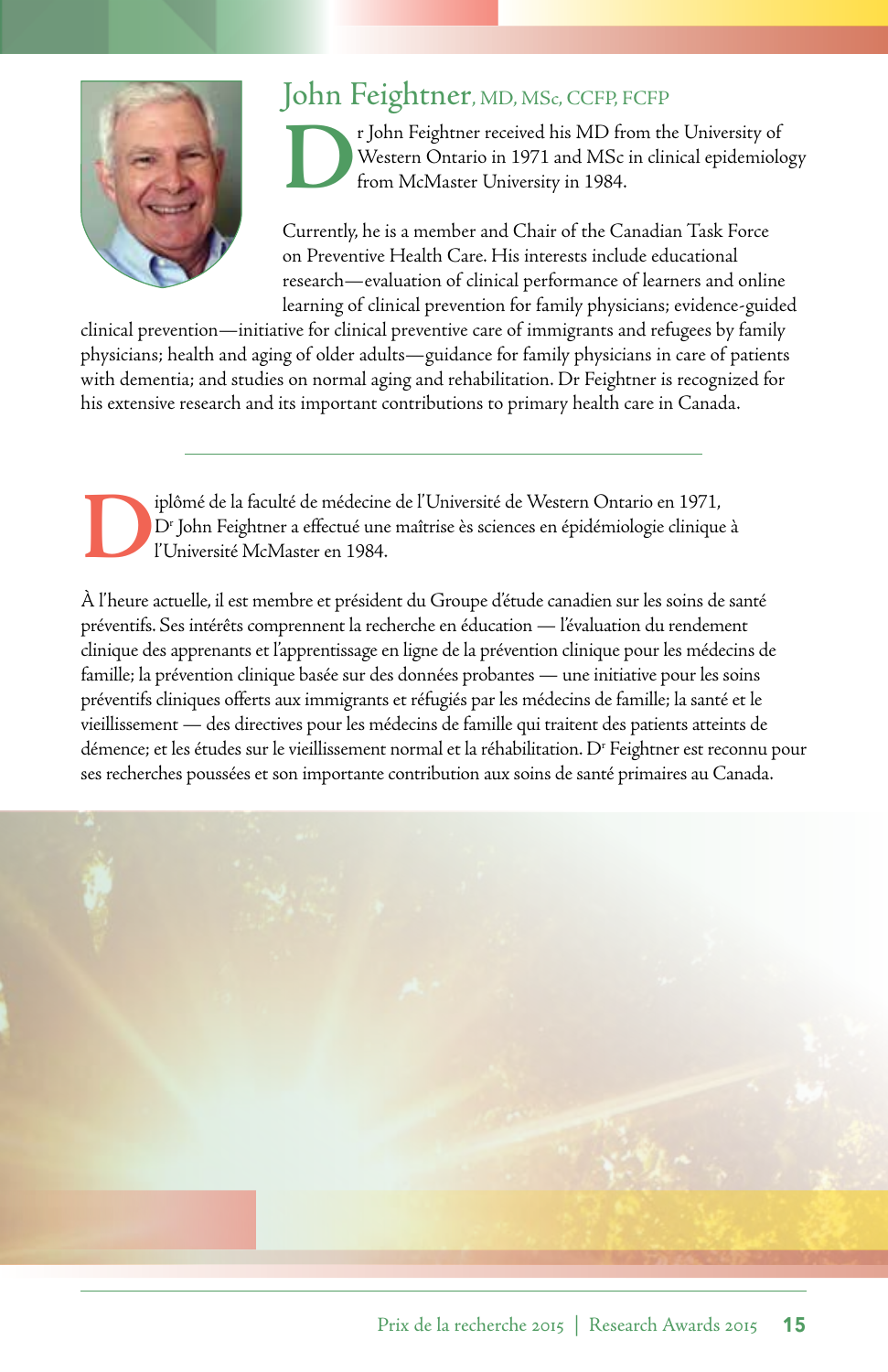## John Feightner, MD, MSc, CCFP, FCFP

Dr John Feightner received his MD from the University of Western Ontario in 1971 and MSc in clinical epidemiology from McMaster University in 1984.

Currently, he is a member and Chair of the Canadian Task Force on Preventive Health Care. His interests include educational research—evaluation of clinical performance of learners and online learning of clinical prevention for family physicians; evidence-guided clinical prevention—initiative for clinical preventive care of immigrants and refugees by family physicians; health and aging of older adults—guidance for family physicians in care of patients with dementia; and studies on normal aging and rehabilitation. Dr Feightner is recognized for his extensive research and its important contributions to primary health care in Canada.

---

Diplômé de la faculté de médecine de l'Université de Western Ontario en 1971, Dr John Feightner a effectué une maîtrise ès sciences en épidémiologie clinique à l'Université McMaster en 1984.

À l'heure actuelle, il est membre et président du Groupe d'étude canadien sur les soins de santé préventifs. Ses intérêts comprennent la recherche en éducation — l'évaluation du rendement clinique des apprenants et l'apprentissage en ligne de la prévention clinique pour les médecins de famille; la prévention clinique basée sur des données probantes — une initiative pour les soins préventifs cliniques offerts aux immigrants et réfugiés par les médecins de famille; la santé et le vieillissement — des directives pour les médecins de famille qui traitent des patients atteints de démence; et les études sur le vieillissement normal et la réhabilitation. Dr Feightner est reconnu pour ses recherches poussées et son importante contribution aux soins de santé primaires au Canada.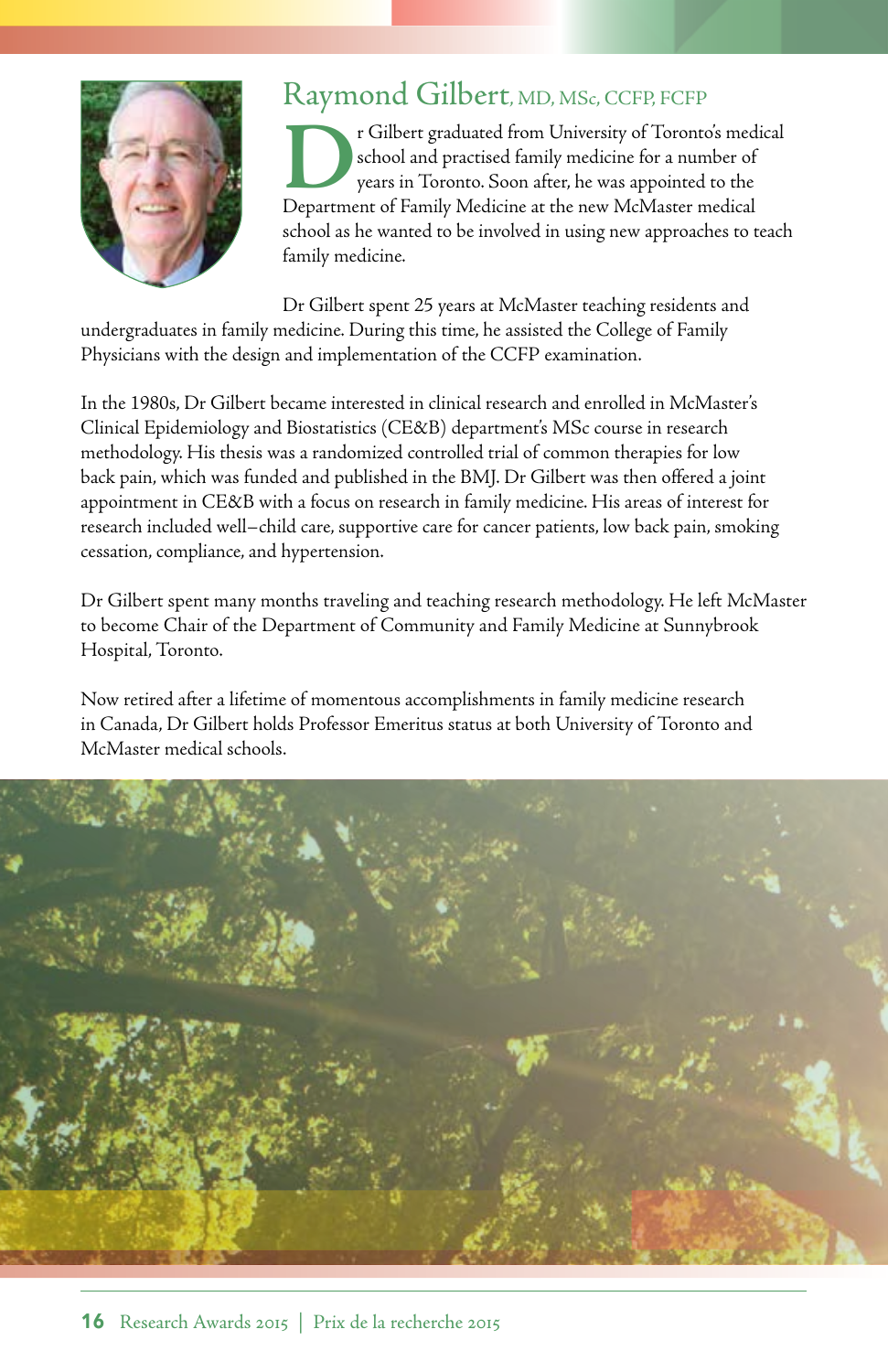## Raymond Gilbert, MD, MSc, CCFP, FCFP

Dr Gilbert graduated from University of Toronto's medical school and practised family medicine for a number of years in Toronto. Soon after, he was appointed to the Department of Family Medicine at the new McMaster medical school as he wanted to be involved in using new approaches to teach family medicine.

Dr Gilbert spent 25 years at McMaster teaching residents and undergraduates in family medicine. During this time, he assisted the College of Family Physicians with the design and implementation of the CCFP examination.

In the 1980s, Dr Gilbert became interested in clinical research and enrolled in McMaster's Clinical Epidemiology and Biostatistics (CE&B) department's MSc course in research methodology. His thesis was a randomized controlled trial of common therapies for low back pain, which was funded and published in the BMJ. Dr Gilbert was then offered a joint appointment in CE&B with a focus on research in family medicine. His areas of interest for research included well–child care, supportive care for cancer patients, low back pain, smoking cessation, compliance, and hypertension.

Dr Gilbert spent many months traveling and teaching research methodology. He left McMaster to become Chair of the Department of Community and Family Medicine at Sunnybrook Hospital, Toronto.

Now retired after a lifetime of momentous accomplishments in family medicine research in Canada, Dr Gilbert holds Professor Emeritus status at both University of Toronto and McMaster medical schools.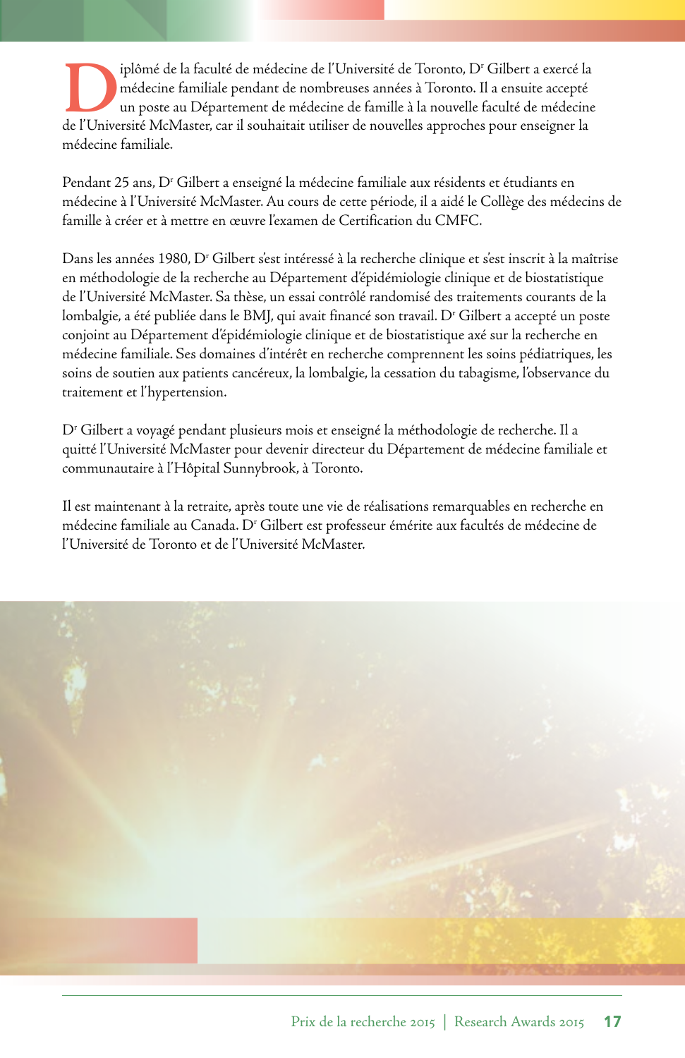Diplômé de la faculté de médecine de l'Université de Toronto, Dr Gilbert a exercé la médecine familiale pendant de nombreuses années à Toronto. Il a ensuite accepté un poste au Département de médecine de famille à la nouvelle faculté de médecine de l'Université McMaster, car il souhaitait utiliser de nouvelles approches pour enseigner la médecine familiale.

Pendant 25 ans, Dr Gilbert a enseigné la médecine familiale aux résidents et étudiants en médecine à l'Université McMaster. Au cours de cette période, il a aidé le Collège des médecins de famille à créer et à mettre en œuvre l'examen de Certification du CMFC.

Dans les années 1980, Dr Gilbert s'est intéressé à la recherche clinique et s'est inscrit à la maîtrise en méthodologie de la recherche au Département d'épidémiologie clinique et de biostatistique de l'Université McMaster. Sa thèse, un essai contrôlé randomisé des traitements courants de la lombalgie, a été publiée dans le BMJ, qui avait financé son travail. Dr Gilbert a accepté un poste conjoint au Département d'épidémiologie clinique et de biostatistique axé sur la recherche en médecine familiale. Ses domaines d'intérêt en recherche comprennent les soins pédiatriques, les soins de soutien aux patients cancéreux, la lombalgie, la cessation du tabagisme, l'observance du traitement et l'hypertension.

Dr Gilbert a voyagé pendant plusieurs mois et enseigné la méthodologie de recherche. Il a quitté l'Université McMaster pour devenir directeur du Département de médecine familiale et communautaire à l'Hôpital Sunnybrook, à Toronto.

Il est maintenant à la retraite, après toute une vie de réalisations remarquables en recherche en médecine familiale au Canada. Dr Gilbert est professeur émérite aux facultés de médecine de l'Université de Toronto et de l'Université McMaster.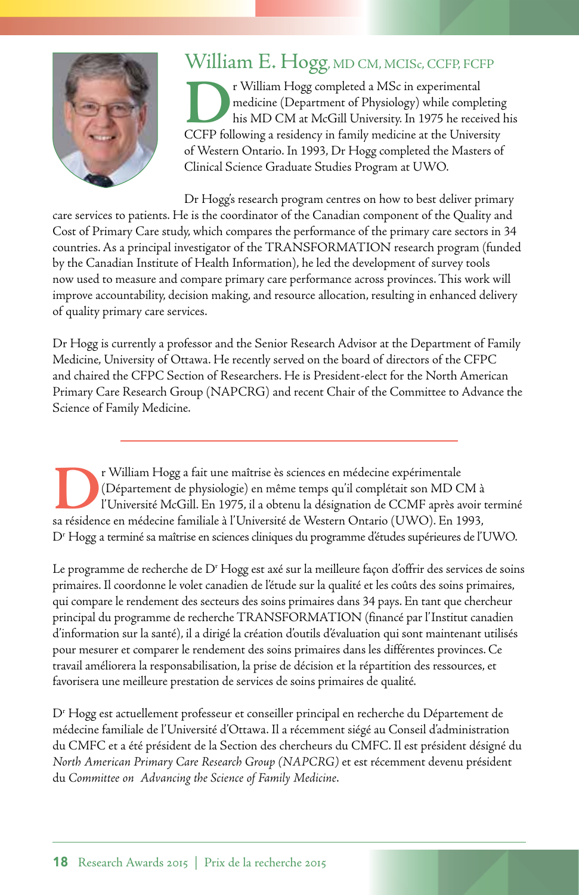## William E. Hogg, MD CM, MCISc, CCFP, FCFP

Dr William Hogg completed a MSc in experimental medicine (Department of Physiology) while completing his MD CM at McGill University. In 1975 he received his CCFP following a residency in family medicine at the University of Western Ontario. In 1993, Dr Hogg completed the Masters of Clinical Science Graduate Studies Program at UWO.

Dr Hogg's research program centres on how to best deliver primary care services to patients. He is the coordinator of the Canadian component of the Quality and Cost of Primary Care study, which compares the performance of the primary care sectors in 34 countries. As a principal investigator of the TRANSFORMATION research program (funded by the Canadian Institute of Health Information), he led the development of survey tools now used to measure and compare primary care performance across provinces. This work will improve accountability, decision making, and resource allocation, resulting in enhanced delivery of quality primary care services.

Dr Hogg is currently a professor and the Senior Research Advisor at the Department of Family Medicine, University of Ottawa. He recently served on the board of directors of the CFPC and chaired the CFPC Section of Researchers. He is President-elect for the North American Primary Care Research Group (NAPCRG) and recent Chair of the Committee to Advance the Science of Family Medicine.

---

Dr William Hogg a fait une maîtrise ès sciences en médecine expérimentale (Département de physiologie) en même temps qu'il complétait son MD CM à l'Université McGill. En 1975, il a obtenu la désignation de CCMF après avoir terminé sa résidence en médecine familiale à l'Université de Western Ontario (UWO). En 1993, Dr Hogg a terminé sa maîtrise en sciences cliniques du programme d'études supérieures de l'UWO.

Le programme de recherche de Dr Hogg est axé sur la meilleure façon d'offrir des services de soins primaires. Il coordonne le volet canadien de l'étude sur la qualité et les coûts des soins primaires, qui compare le rendement des secteurs des soins primaires dans 34 pays. En tant que chercheur principal du programme de recherche TRANSFORMATION (financé par l'Institut canadien d'information sur la santé), il a dirigé la création d'outils d'évaluation qui sont maintenant utilisés pour mesurer et comparer le rendement des soins primaires dans les différentes provinces. Ce travail améliorera la responsabilisation, la prise de décision et la répartition des ressources, et favorisera une meilleure prestation de services de soins primaires de qualité.

Dr Hogg est actuellement professeur et conseiller principal en recherche du Département de médecine familiale de l'Université d'Ottawa. Il a récemment siégé au Conseil d'administration du CMFC et a été président de la Section des chercheurs du CMFC. Il est président désigné du *North American Primary Care Research Group (NAPCRG)* et est récemment devenu président du *Committee on Advancing the Science of Family Medicine*.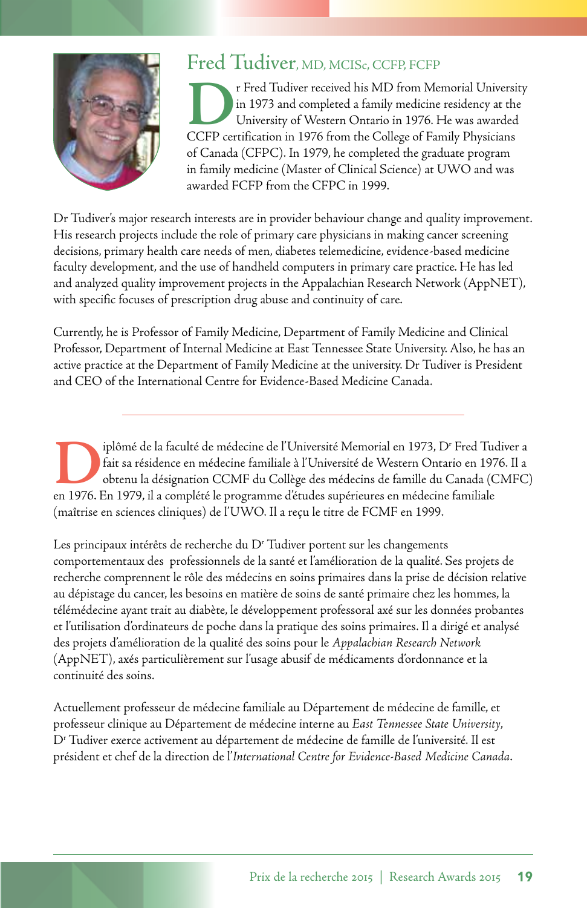## Fred Tudiver, MD, MCISc, CCFP, FCFP

Dr Fred Tudiver received his MD from Memorial University in 1973 and completed a family medicine residency at the University of Western Ontario in 1976. He was awarded CCFP certification in 1976 from the College of Family Physicians of Canada (CFPC). In 1979, he completed the graduate program in family medicine (Master of Clinical Science) at UWO and was awarded FCFP from the CFPC in 1999.

Dr Tudiver's major research interests are in provider behaviour change and quality improvement. His research projects include the role of primary care physicians in making cancer screening decisions, primary health care needs of men, diabetes telemedicine, evidence-based medicine faculty development, and the use of handheld computers in primary care practice. He has led and analyzed quality improvement projects in the Appalachian Research Network (AppNET), with specific focuses of prescription drug abuse and continuity of care.

Currently, he is Professor of Family Medicine, Department of Family Medicine and Clinical Professor, Department of Internal Medicine at East Tennessee State University. Also, he has an active practice at the Department of Family Medicine at the university. Dr Tudiver is President and CEO of the International Centre for Evidence-Based Medicine Canada.

---

Diplômé de la faculté de médecine de l'Université Memorial en 1973, D^r Fred Tudiver a fait sa résidence en médecine familiale à l'Université de Western Ontario en 1976. Il a obtenu la désignation CCMF du Collège des médecins de famille du Canada (CMFC) en 1976. En 1979, il a complété le programme d'études supérieures en médecine familiale (maîtrise en sciences cliniques) de l'UWO. Il a reçu le titre de FCMF en 1999.

Les principaux intérêts de recherche du D^r Tudiver portent sur les changements comportementaux des professionnels de la santé et l'amélioration de la qualité. Ses projets de recherche comprennent le rôle des médecins en soins primaires dans la prise de décision relative au dépistage du cancer, les besoins en matière de soins de santé primaire chez les hommes, la télémédecine ayant trait au diabète, le développement professoral axé sur les données probantes et l'utilisation d'ordinateurs de poche dans la pratique des soins primaires. Il a dirigé et analysé des projets d'amélioration de la qualité des soins pour le *Appalachian Research Network* (AppNET), axés particulièrement sur l'usage abusif de médicaments d'ordonnance et la continuité des soins.

Actuellement professeur de médecine familiale au Département de médecine de famille, et professeur clinique au Département de médecine interne au *East Tennessee State University*, D^r Tudiver exerce activement au département de médecine de famille de l'université. Il est président et chef de la direction de l'*International Centre for Evidence-Based Medicine Canada*.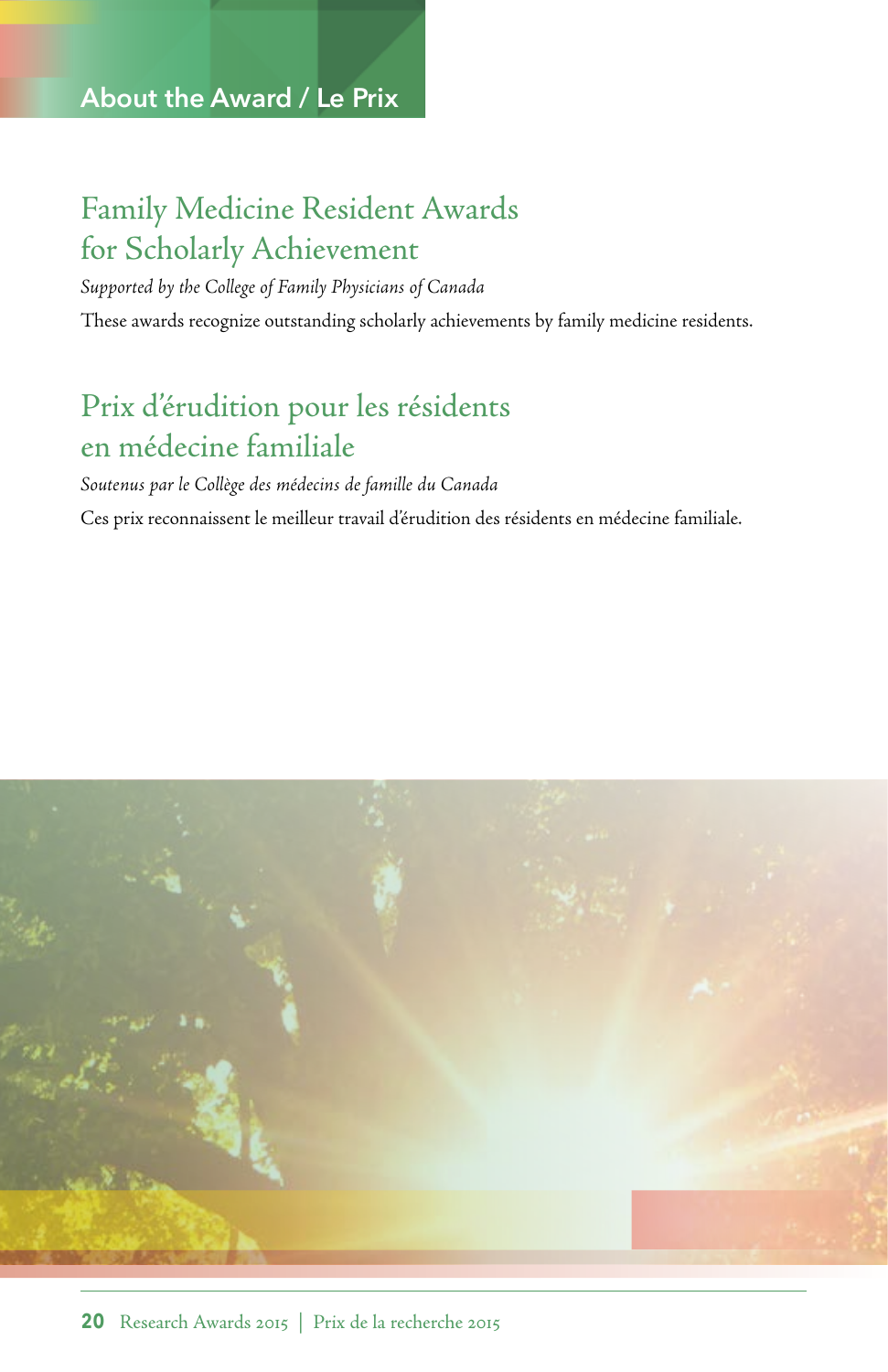## About the Award / Le Prix

# Family Medicine Resident Awards for Scholarly Achievement

*Supported by the College of Family Physicians of Canada*

These awards recognize outstanding scholarly achievements by family medicine residents.

# Prix d'érudition pour les résidents en médecine familiale

*Soutenus par le Collège des médecins de famille du Canada*

Ces prix reconnaissent le meilleur travail d'érudition des résidents en médecine familiale.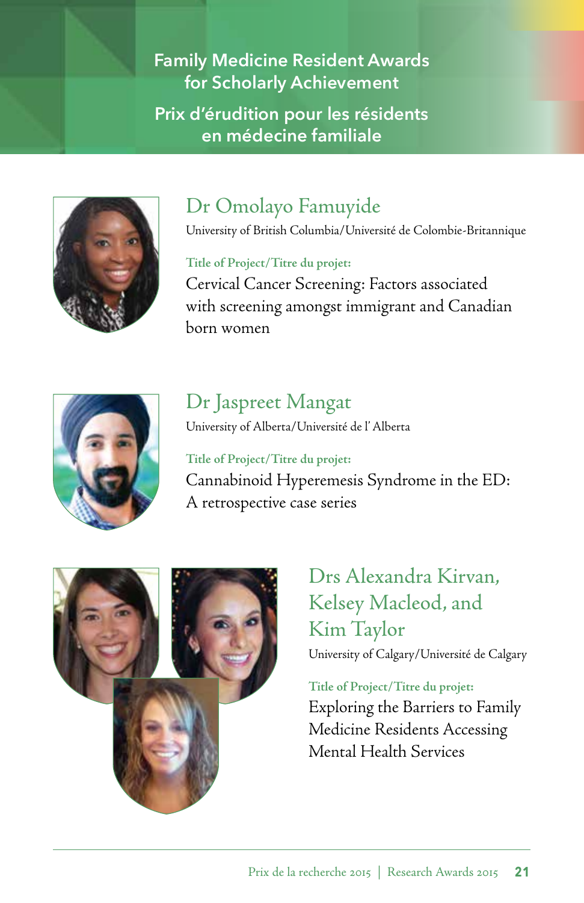# Family Medicine Resident Awards for Scholarly Achievement

# Prix d'érudition pour les résidents en médecine familiale

## Dr Omolayo Famuyide

University of British Columbia/Université de Colombie-Britannique

**Title of Project/Titre du projet:**

Cervical Cancer Screening: Factors associated with screening amongst immigrant and Canadian born women

## Dr Jaspreet Mangat

University of Alberta/Université de l' Alberta

**Title of Project/Titre du projet:**

Cannabinoid Hyperemesis Syndrome in the ED: A retrospective case series

## Drs Alexandra Kirvan, Kelsey Macleod, and Kim Taylor

University of Calgary/Université de Calgary

**Title of Project/Titre du projet:**

Exploring the Barriers to Family Medicine Residents Accessing Mental Health Services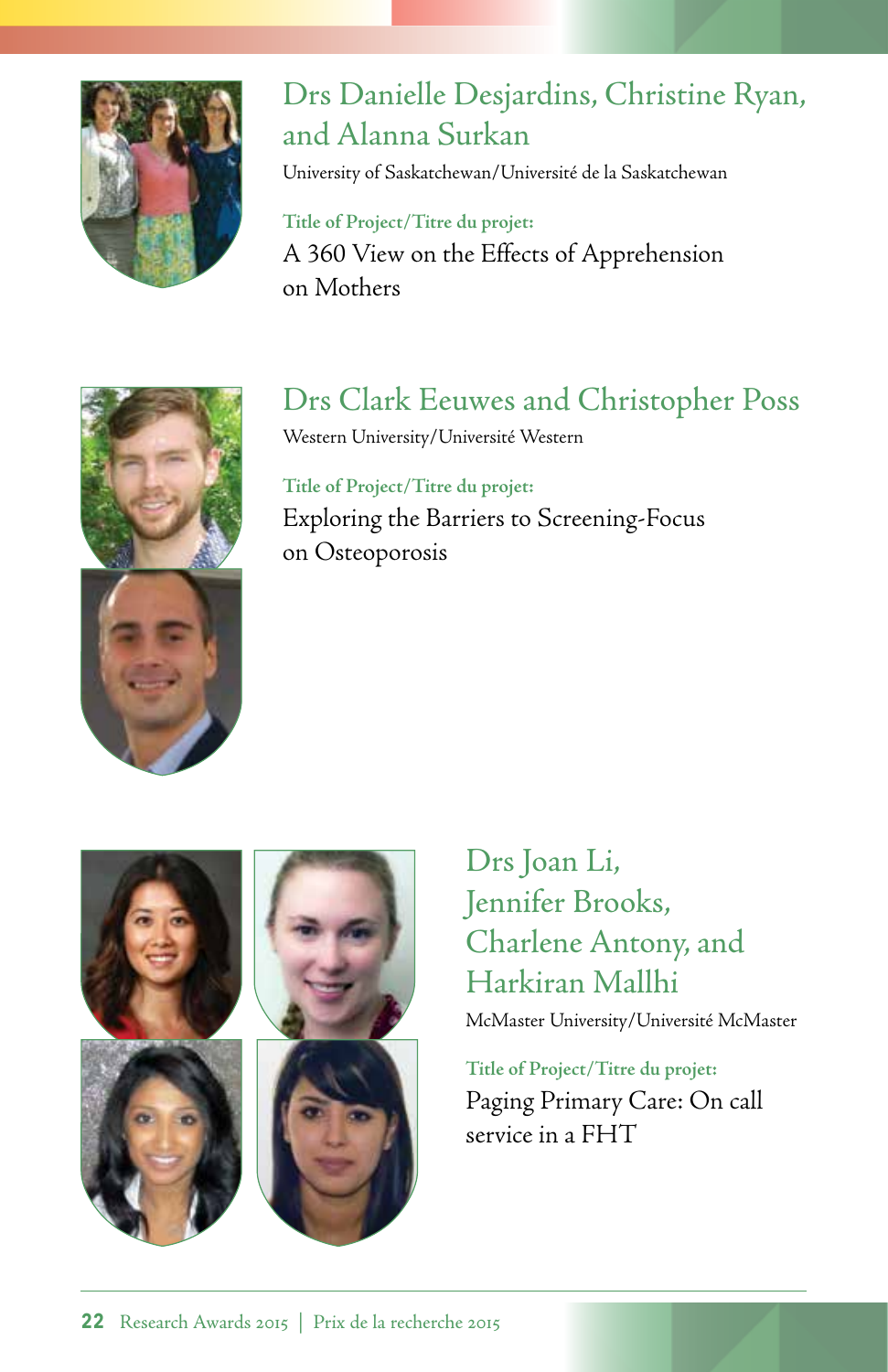## Drs Danielle Desjardins, Christine Ryan, and Alanna Surkan

University of Saskatchewan/Université de la Saskatchewan

**Title of Project/Titre du projet:**

A 360 View on the Effects of Apprehension on Mothers

## Drs Clark Eeuwes and Christopher Poss

Western University/Université Western

**Title of Project/Titre du projet:**

Exploring the Barriers to Screening-Focus on Osteoporosis

## Drs Joan Li, Jennifer Brooks, Charlene Antony, and Harkiran Mallhi

McMaster University/Université McMaster

**Title of Project/Titre du projet:**

Paging Primary Care: On call service in a FHT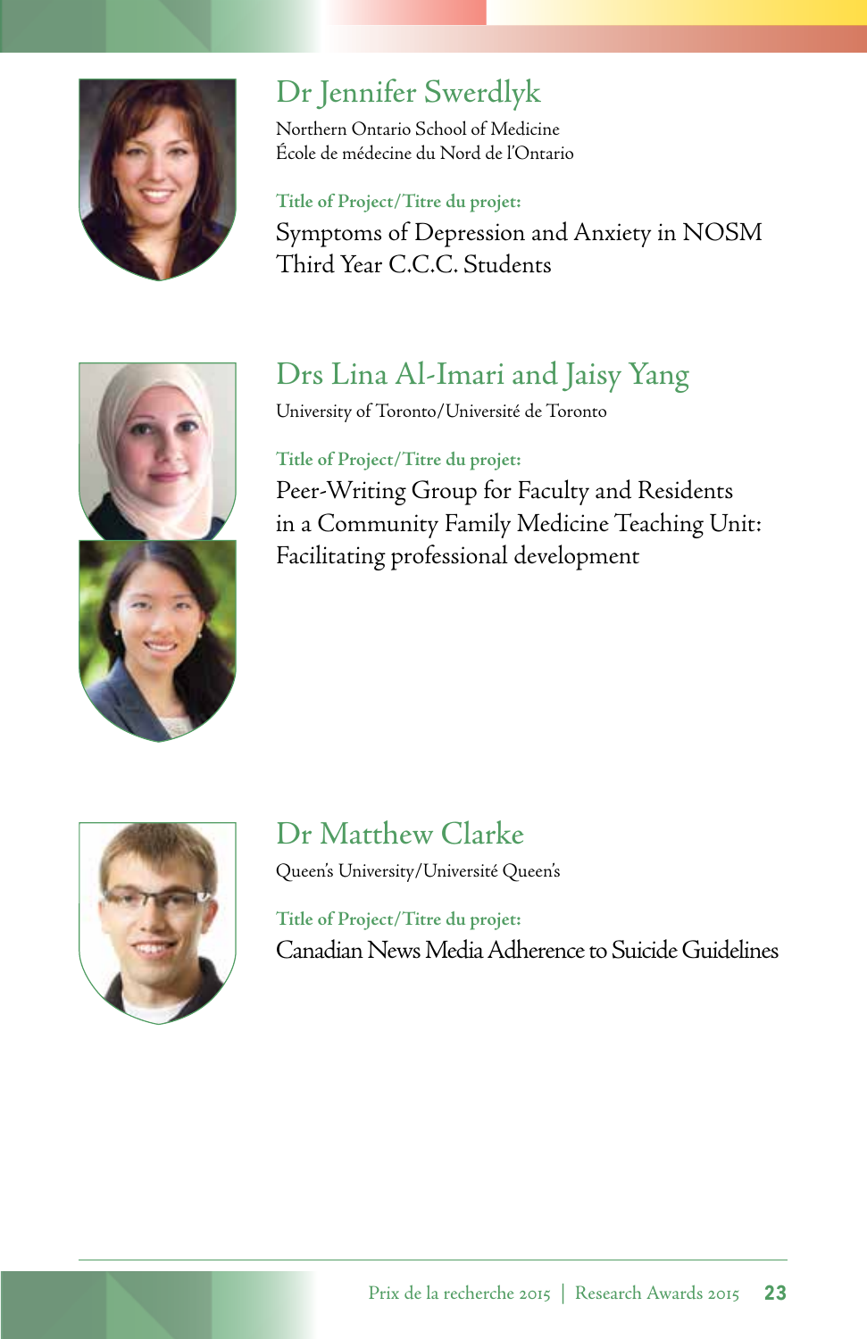## Dr Jennifer Swerdlyk

Northern Ontario School of Medicine
École de médecine du Nord de l'Ontario

**Title of Project/Titre du projet:**
Symptoms of Depression and Anxiety in NOSM Third Year C.C.C. Students

## Drs Lina Al-Imari and Jaisy Yang

University of Toronto/Université de Toronto

**Title of Project/Titre du projet:**
Peer-Writing Group for Faculty and Residents in a Community Family Medicine Teaching Unit: Facilitating professional development

## Dr Matthew Clarke

Queen's University/Université Queen's

**Title of Project/Titre du projet:**
Canadian News Media Adherence to Suicide Guidelines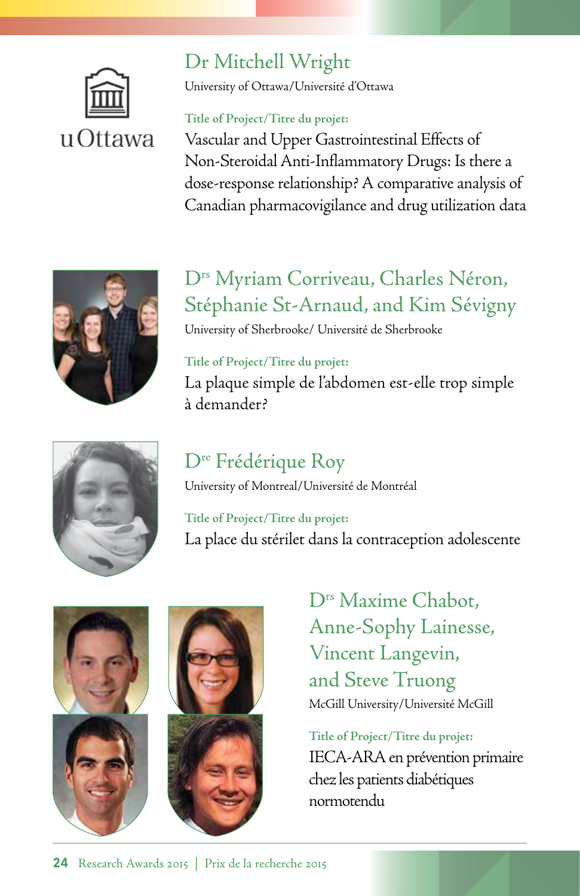## Dr Mitchell Wright

University of Ottawa/Université d'Ottawa

**Title of Project/Titre du projet:**

Vascular and Upper Gastrointestinal Effects of Non-Steroidal Anti-Inflammatory Drugs: Is there a dose-response relationship? A comparative analysis of Canadian pharmacovigilance and drug utilization data

## Drs Myriam Corriveau, Charles Néron, Stéphanie St-Arnaud, and Kim Sévigny

University of Sherbrooke/ Université de Sherbrooke

**Title of Project/Titre du projet:**

La plaque simple de l'abdomen est-elle trop simple à demander?

## Dre Frédérique Roy

University of Montreal/Université de Montréal

**Title of Project/Titre du projet:**

La place du stérilet dans la contraception adolescente

## Drs Maxime Chabot, Anne-Sophy Lainesse, Vincent Langevin, and Steve Truong

McGill University/Université McGill

**Title of Project/Titre du projet:**

IECA-ARA en prévention primaire chez les patients diabétiques normotendu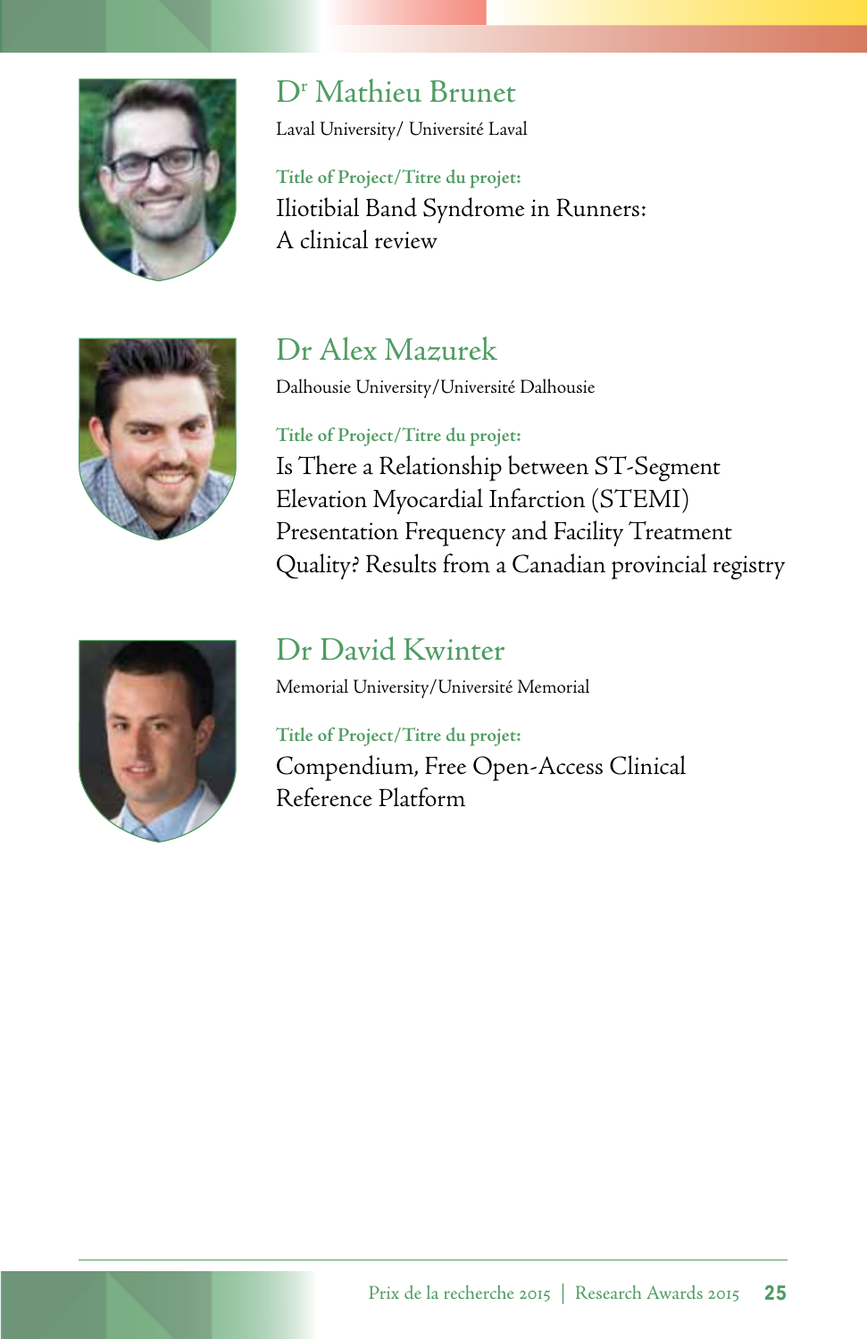## D[r] Mathieu Brunet

Laval University/ Université Laval

**Title of Project/Titre du projet:**

Iliotibial Band Syndrome in Runners: A clinical review

## Dr Alex Mazurek

Dalhousie University/Université Dalhousie

**Title of Project/Titre du projet:**

Is There a Relationship between ST-Segment Elevation Myocardial Infarction (STEMI) Presentation Frequency and Facility Treatment Quality? Results from a Canadian provincial registry

## Dr David Kwinter

Memorial University/Université Memorial

**Title of Project/Titre du projet:**

Compendium, Free Open-Access Clinical Reference Platform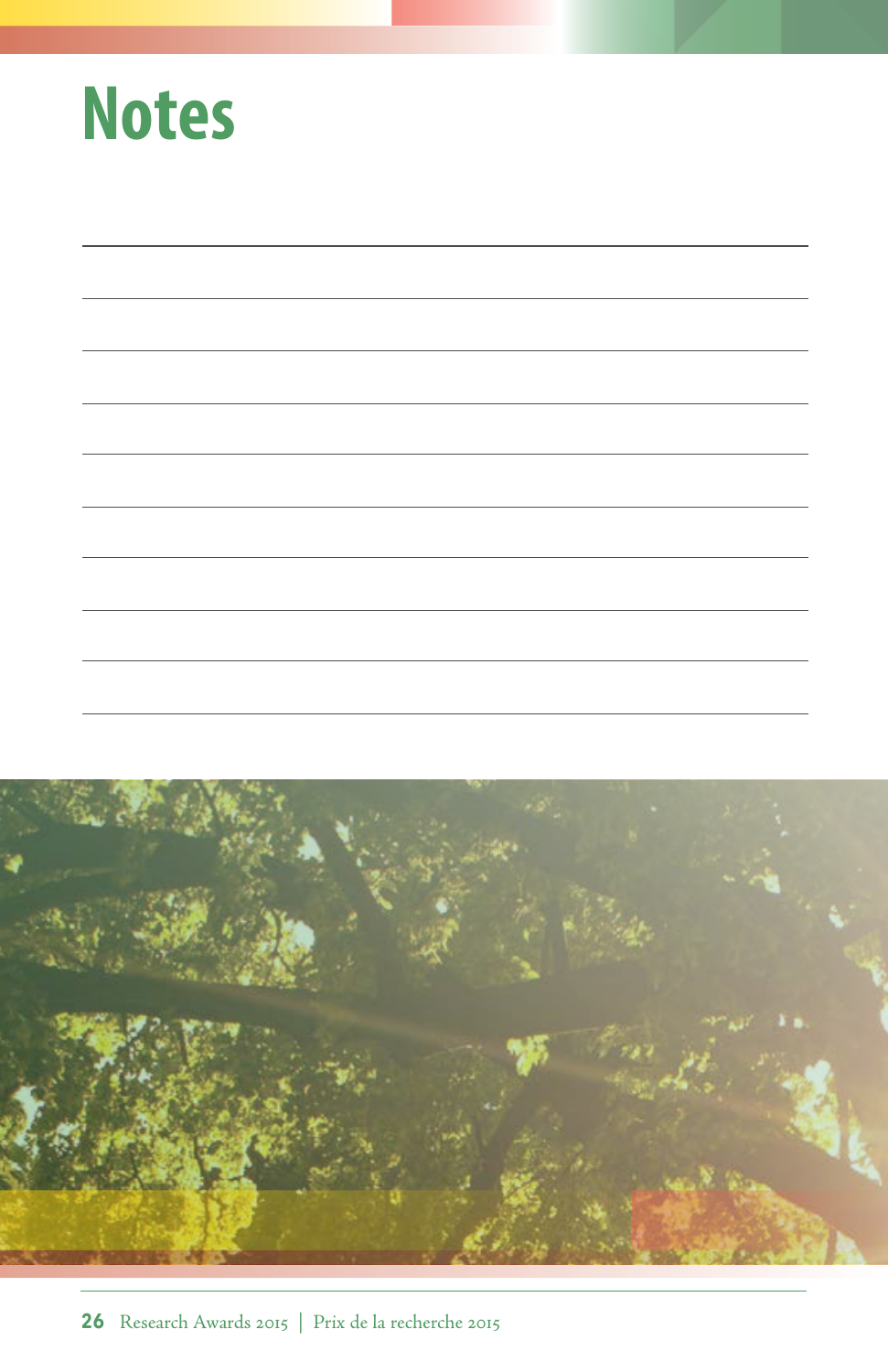# Notes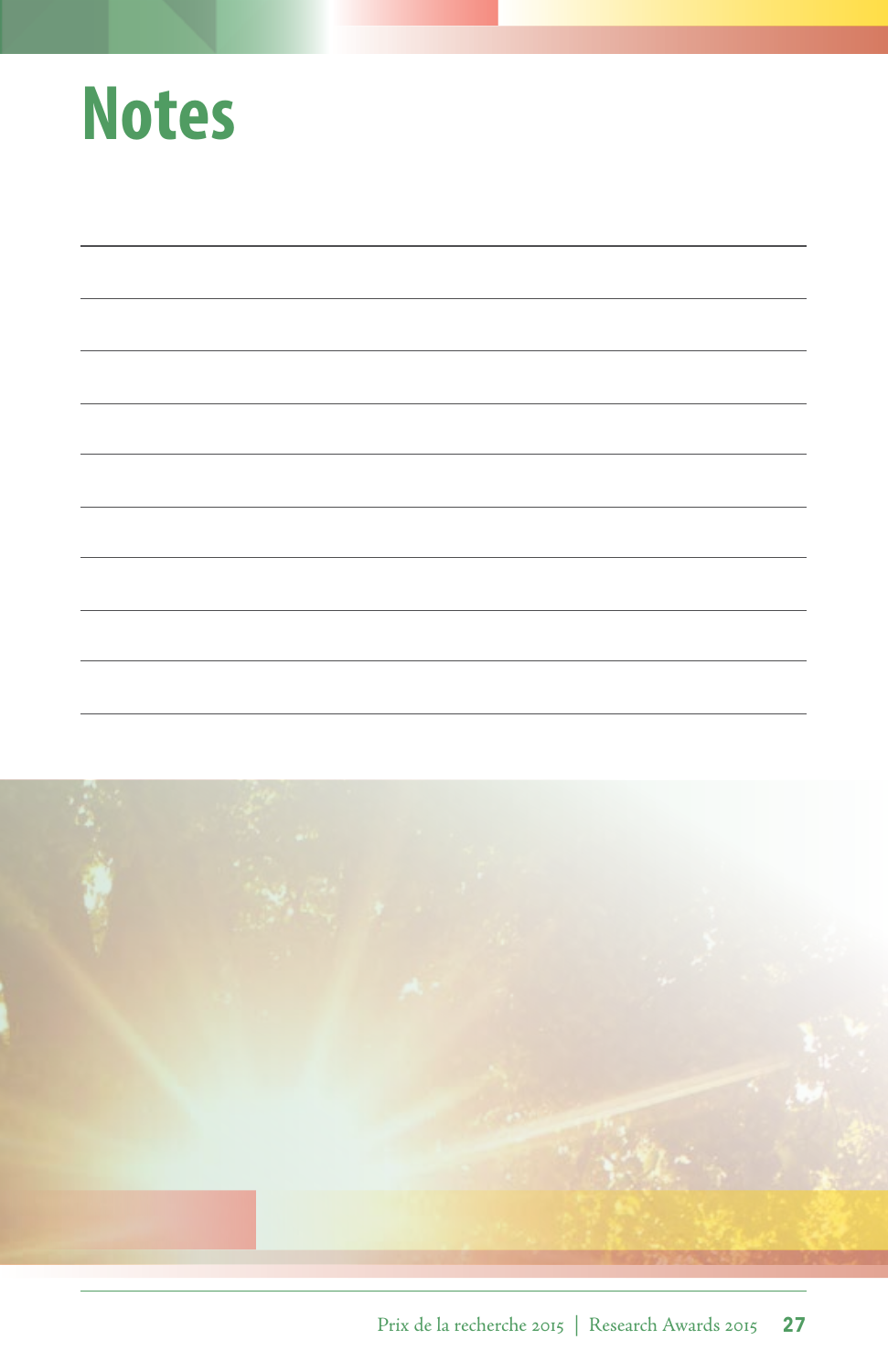# Notes